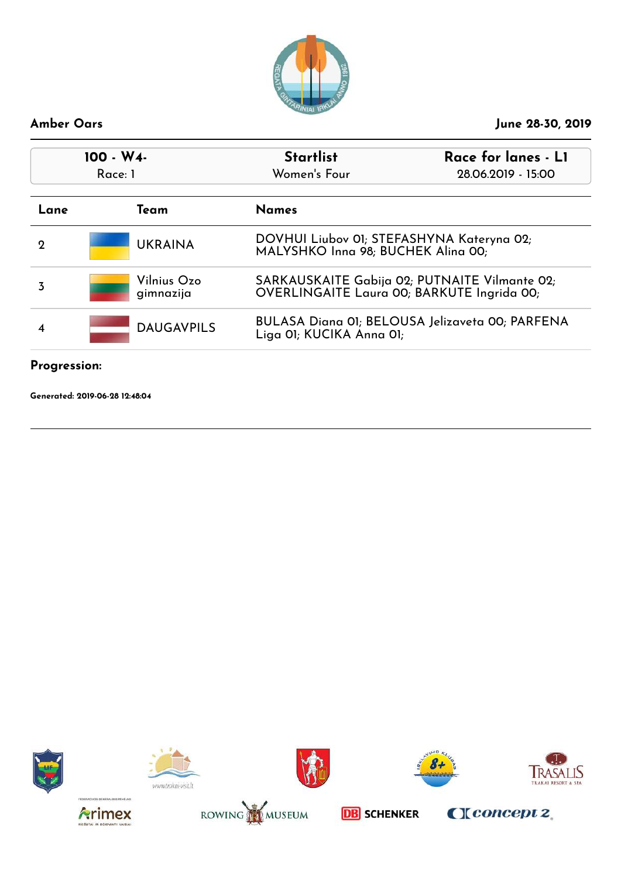**Amber Oars** — **June 28-30, 2019**

| 100 - W4- | Startlist | Race for lanes - L1 |
|---|---|---|
| Race: 1 | Women's Four | 28.06.2019 - 15:00 |

| Lane | Team | Names |
|---|---|---|
| 2 | UKRAINA | DOVHUI Liubov 01; STEFASHYNA Kateryna 02; MALYSHKO Inna 98; BUCHEK Alina 00; |
| 3 | Vilnius Ozo gimnazija | SARKAUSKAITE Gabija 02; PUTNAITE Vilmante 02; OVERLINGAITE Laura 00; BARKUTE Ingrida 00; |
| 4 | DAUGAVPILS | BULASA Diana 01; BELOUSA Jelizaveta 00; PARFENA Liga 01; KUCIKA Anna 01; |

**Progression:**

**Generated: 2019-06-28 12:48:04**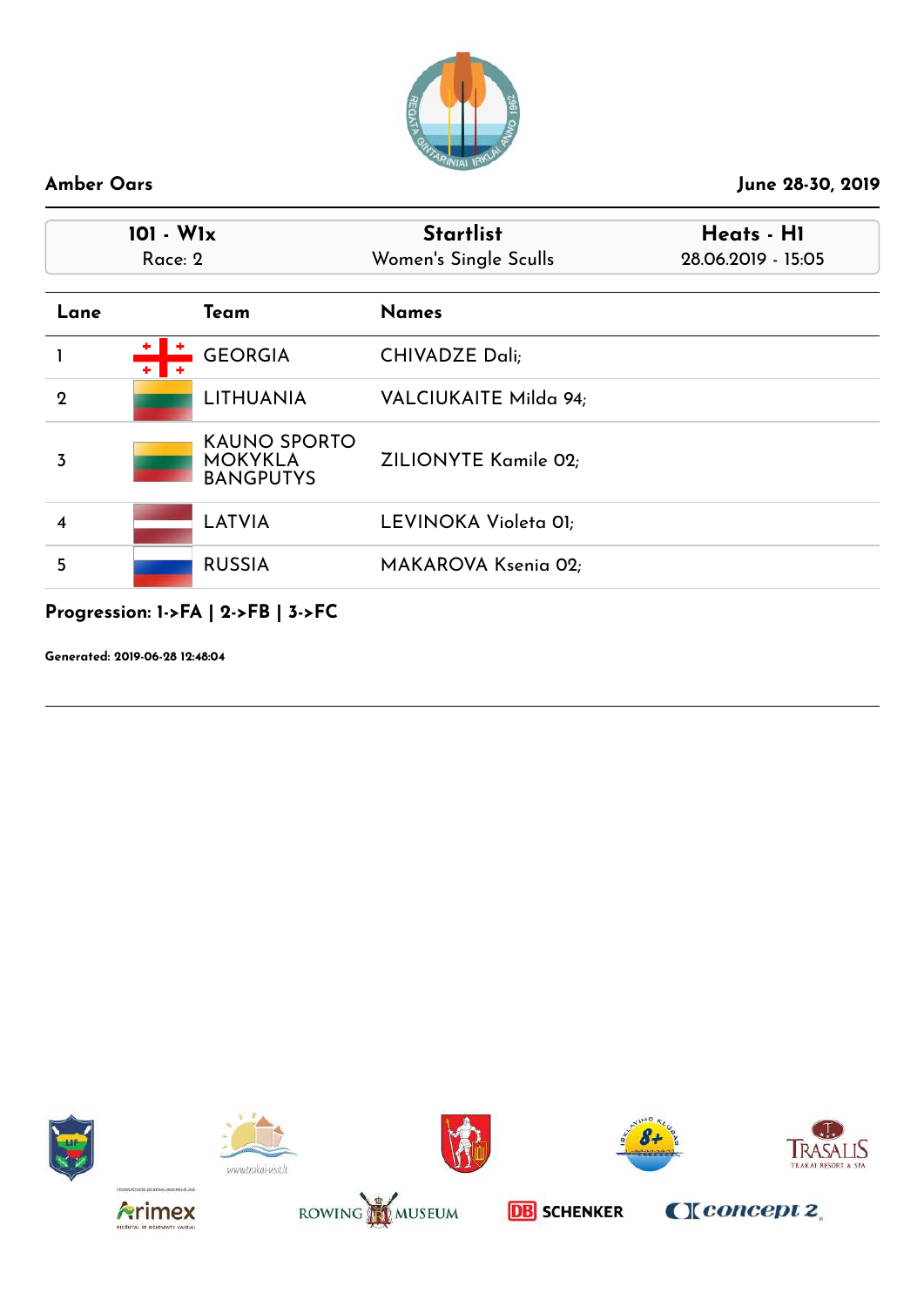**Amber Oars** — June 28-30, 2019

| 101 - W1x | Startlist | Heats - H1 |
|---|---|---|
| Race: 2 | Women's Single Sculls | 28.06.2019 - 15:05 |

| Lane | Team | Names |
|---|---|---|
| 1 | GEORGIA | CHIVADZE Dali; |
| 2 | LITHUANIA | VALCIUKAITE Milda 94; |
| 3 | KAUNO SPORTO MOKYKLA BANGPUTYS | ZILIONYTE Kamile 02; |
| 4 | LATVIA | LEVINOKA Violeta 01; |
| 5 | RUSSIA | MAKAROVA Ksenia 02; |

**Progression: 1->FA | 2->FB | 3->FC**

**Generated: 2019-06-28 12:48:04**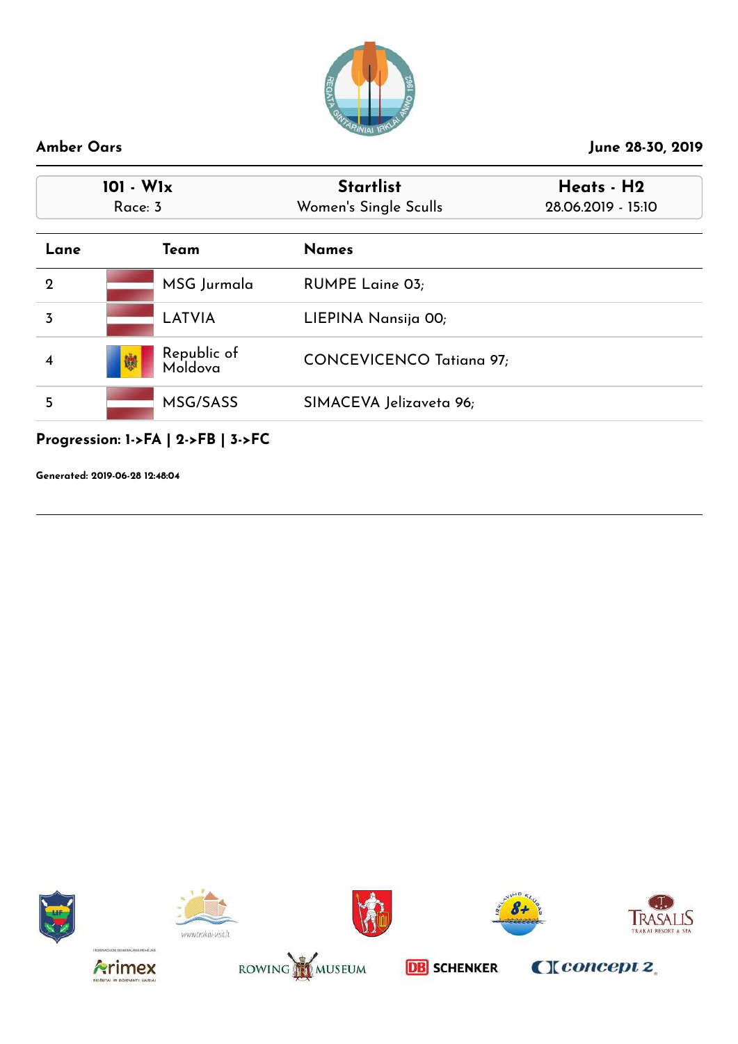Amber Oars

June 28-30, 2019

| 101 - W1x | Startlist | Heats - H2 |
|---|---|---|
| Race: 3 | Women's Single Sculls | 28.06.2019 - 15:10 |

| Lane | Team | Names |
|---|---|---|
| 2 | MSG Jurmala | RUMPE Laine 03; |
| 3 | LATVIA | LIEPINA Nansija 00; |
| 4 | Republic of Moldova | CONCEVICENCO Tatiana 97; |
| 5 | MSG/SASS | SIMACEVA Jelizaveta 96; |

**Progression: 1->FA | 2->FB | 3->FC**

**Generated: 2019-06-28 12:48:04**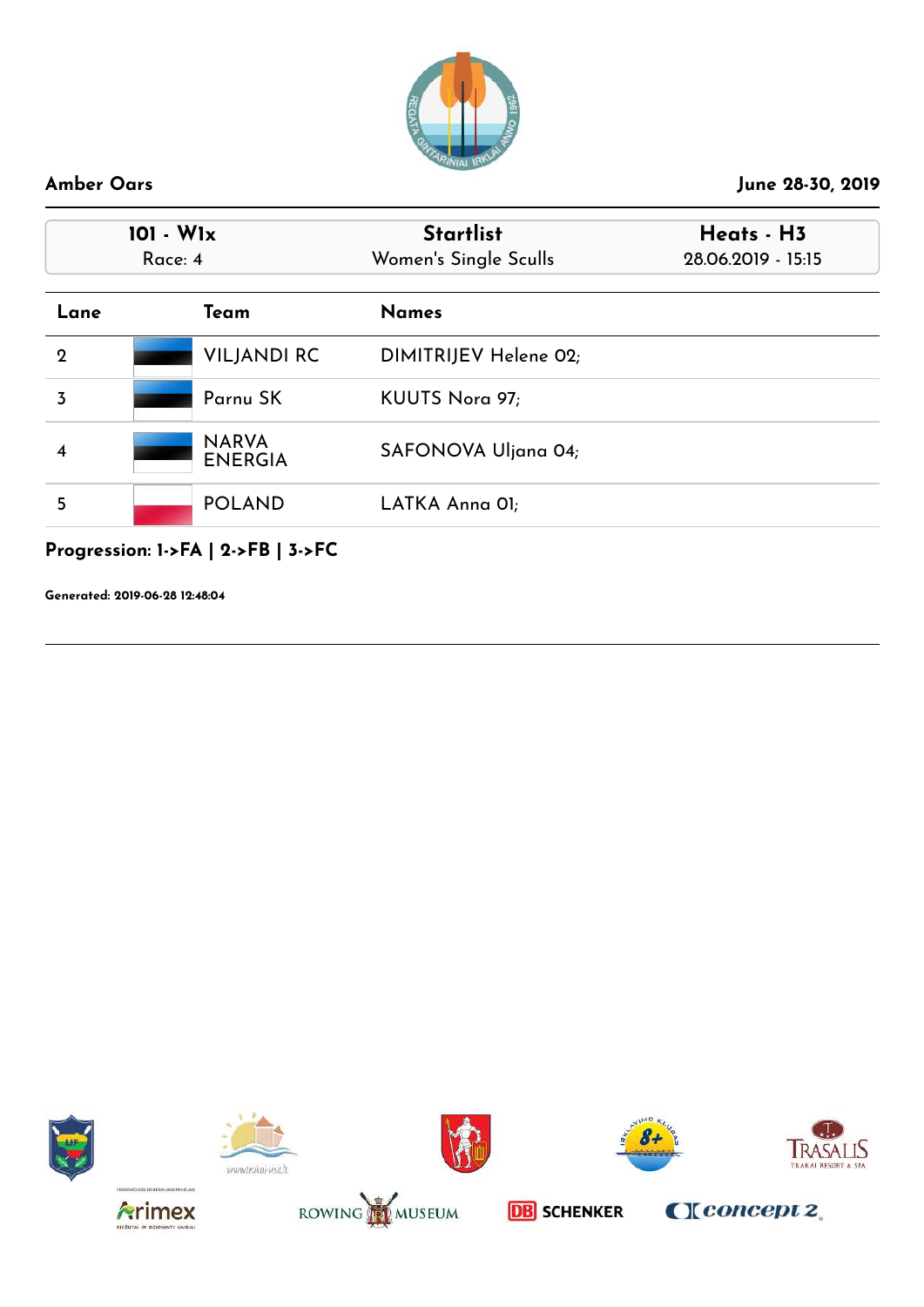**Amber Oars** — **June 28-30, 2019**

| 101 - W1x | Startlist | Heats - H3 |
|---|---|---|
| Race: 4 | Women's Single Sculls | 28.06.2019 - 15:15 |

| Lane | Team | Names |
|---|---|---|
| 2 | VILJANDI RC | DIMITRIJEV Helene 02; |
| 3 | Parnu SK | KUUTS Nora 97; |
| 4 | NARVA ENERGIA | SAFONOVA Uljana 04; |
| 5 | POLAND | LATKA Anna 01; |

**Progression: 1->FA | 2->FB | 3->FC**

**Generated: 2019-06-28 12:48:04**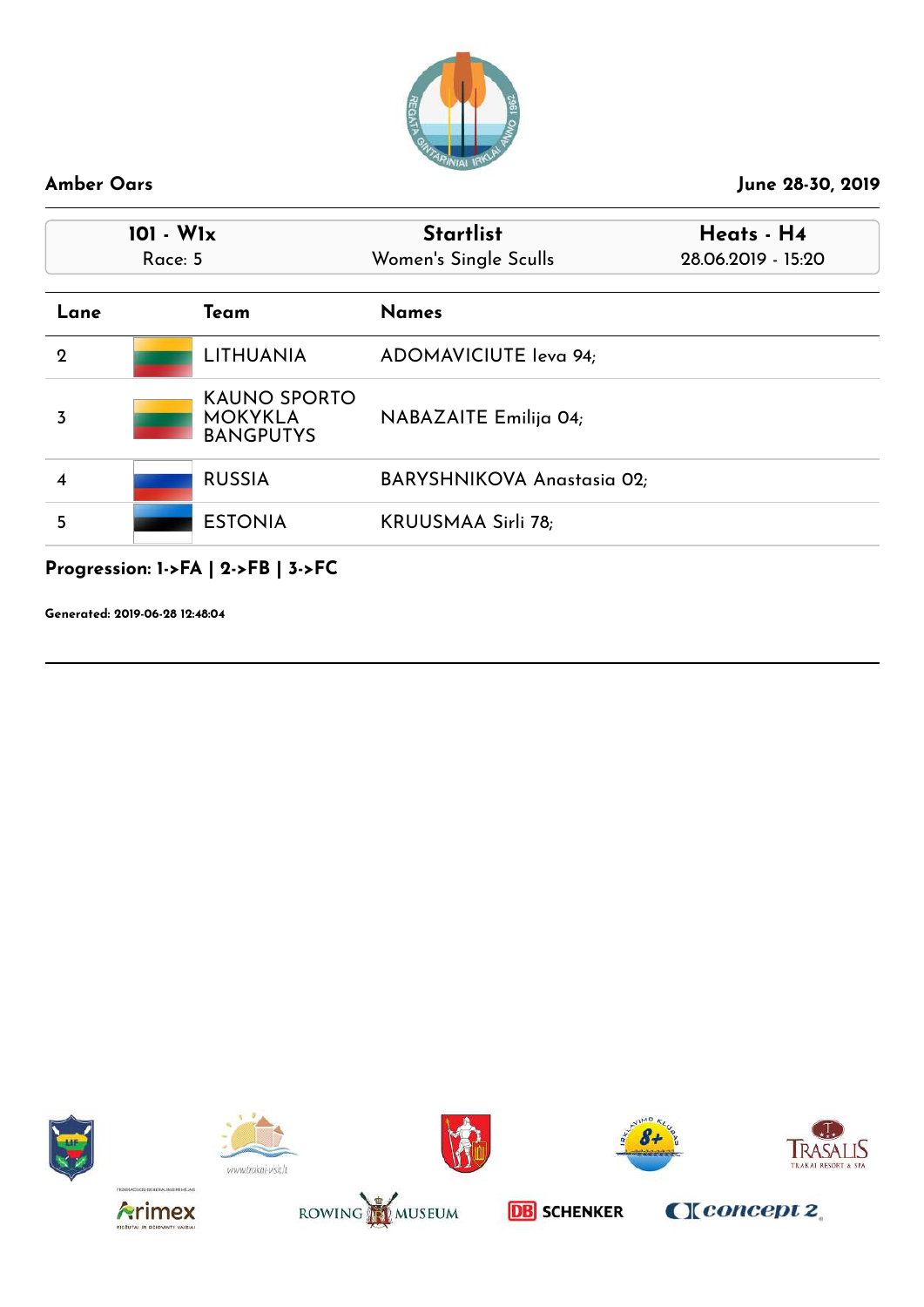**Amber Oars** | **June 28-30, 2019**

| **101 - W1x** | **Startlist** | **Heats - H4** |
| --- | --- | --- |
| Race: 5 | Women's Single Sculls | 28.06.2019 - 15:20 |

| Lane | Team | Names |
| --- | --- | --- |
| 2 | LITHUANIA | ADOMAVICIUTE Ieva 94; |
| 3 | KAUNO SPORTO MOKYKLA BANGPUTYS | NABAZAITE Emilija 04; |
| 4 | RUSSIA | BARYSHNIKOVA Anastasia 02; |
| 5 | ESTONIA | KRUUSMAA Sirli 78; |

**Progression: 1->FA | 2->FB | 3->FC**

**Generated: 2019-06-28 12:48:04**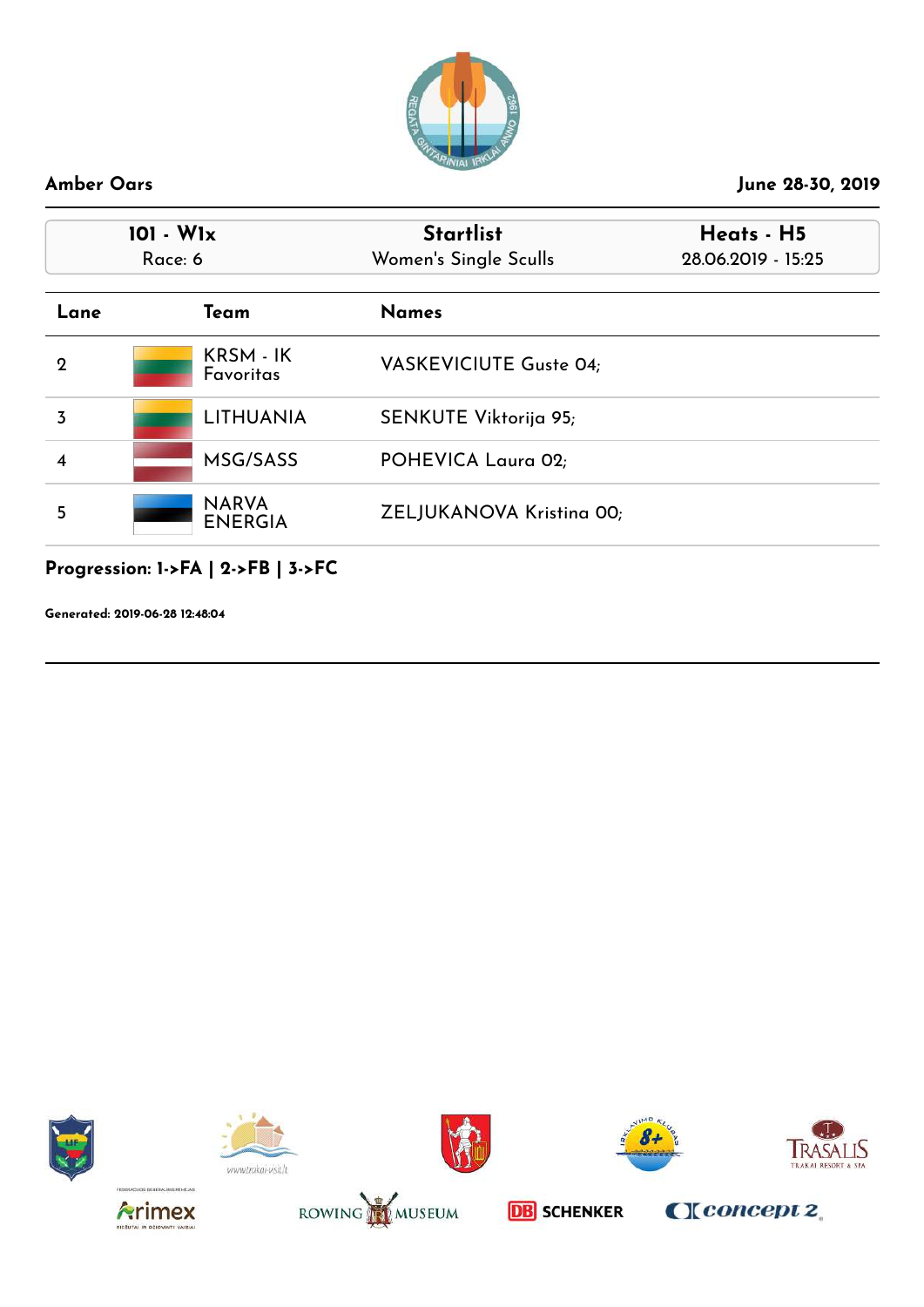**Amber Oars** **June 28-30, 2019**

| 101 - W1x | Startlist | Heats - H5 |
| --- | --- | --- |
| Race: 6 | Women's Single Sculls | 28.06.2019 - 15:25 |

| Lane | Team | Names |
| --- | --- | --- |
| 2 | KRSM - IK Favoritas | VASKEVICIUTE Guste 04; |
| 3 | LITHUANIA | SENKUTE Viktorija 95; |
| 4 | MSG/SASS | POHEVICA Laura 02; |
| 5 | NARVA ENERGIA | ZELJUKANOVA Kristina 00; |

**Progression: 1->FA | 2->FB | 3->FC**

**Generated: 2019-06-28 12:48:04**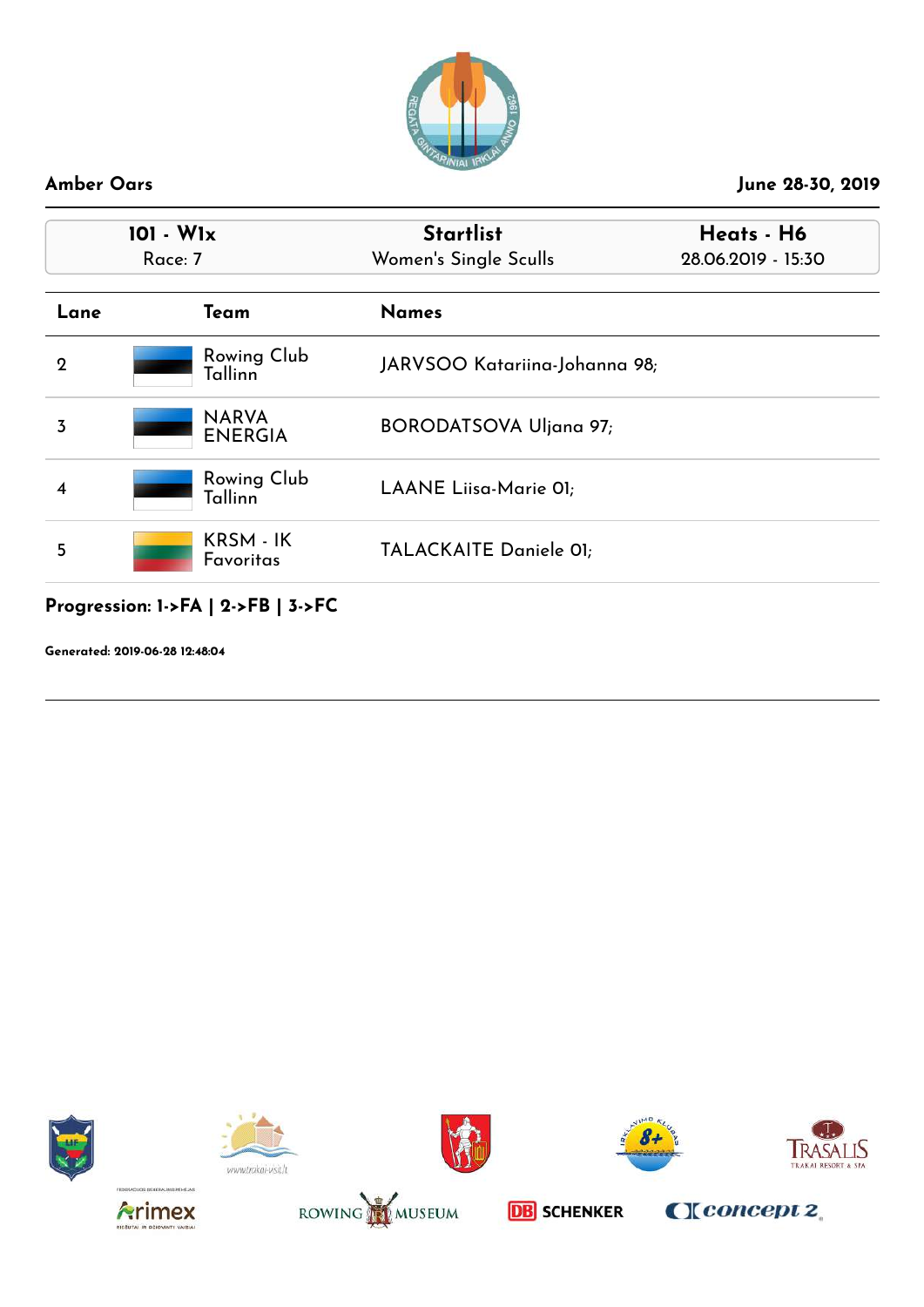**Amber Oars** June 28-30, 2019

| 101 - W1x | Startlist | Heats - H6 |
|---|---|---|
| Race: 7 | Women's Single Sculls | 28.06.2019 - 15:30 |

| Lane | Team | Names |
|---|---|---|
| 2 | Rowing Club Tallinn | JARVSOO Katariina-Johanna 98; |
| 3 | NARVA ENERGIA | BORODATSOVA Uljana 97; |
| 4 | Rowing Club Tallinn | LAANE Liisa-Marie 01; |
| 5 | KRSM - IK Favoritas | TALACKAITE Daniele 01; |

**Progression: 1->FA | 2->FB | 3->FC**

**Generated: 2019-06-28 12:48:04**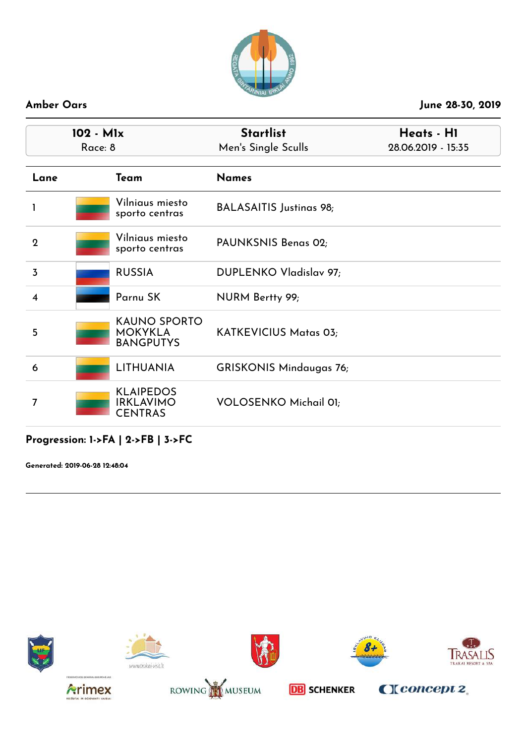**Amber Oars** | **June 28-30, 2019**

| **102 - M1x** | **Startlist** | **Heats - H1** |
|---|---|---|
| Race: 8 | Men's Single Sculls | 28.06.2019 - 15:35 |

| Lane | Team | Names |
|---|---|---|
| 1 | Vilniaus miesto sporto centras | BALASAITIS Justinas 98; |
| 2 | Vilniaus miesto sporto centras | PAUNKSNIS Benas 02; |
| 3 | RUSSIA | DUPLENKO Vladislav 97; |
| 4 | Parnu SK | NURM Bertty 99; |
| 5 | KAUNO SPORTO MOKYKLA BANGPUTYS | KATKEVICIUS Matas 03; |
| 6 | LITHUANIA | GRISKONIS Mindaugas 76; |
| 7 | KLAIPEDOS IRKLAVIMO CENTRAS | VOLOSENKO Michail 01; |

**Progression: 1->FA | 2->FB | 3->FC**

**Generated: 2019-06-28 12:48:04**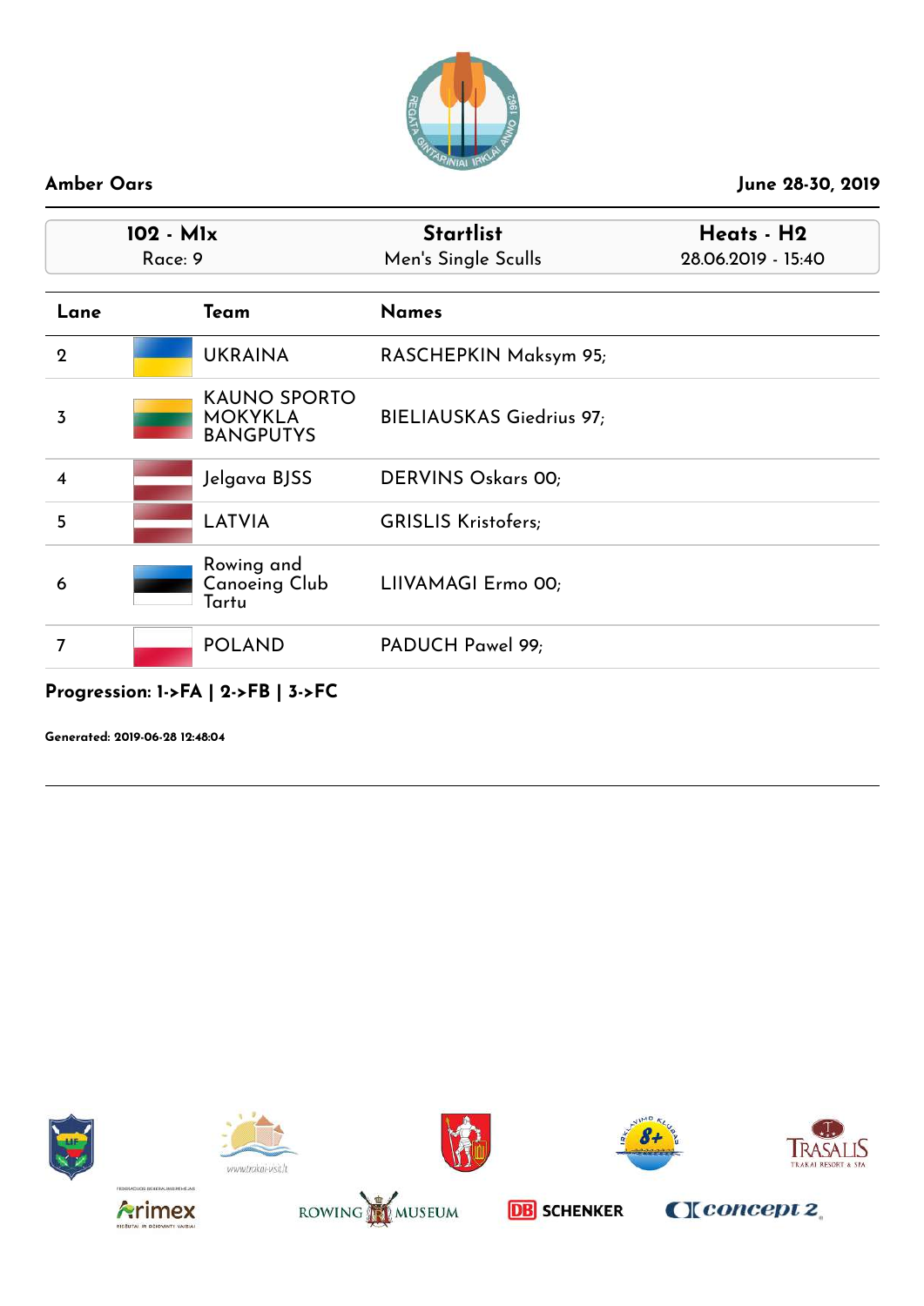**Amber Oars** **June 28-30, 2019**

| 102 - M1x | Startlist | Heats - H2 |
| --- | --- | --- |
| Race: 9 | Men's Single Sculls | 28.06.2019 - 15:40 |

| Lane | Team | Names |
| --- | --- | --- |
| 2 | UKRAINA | RASCHEPKIN Maksym 95; |
| 3 | KAUNO SPORTO MOKYKLA BANGPUTYS | BIELIAUSKAS Giedrius 97; |
| 4 | Jelgava BJSS | DERVINS Oskars 00; |
| 5 | LATVIA | GRISLIS Kristofers; |
| 6 | Rowing and Canoeing Club Tartu | LIIVAMAGI Ermo 00; |
| 7 | POLAND | PADUCH Pawel 99; |

**Progression: 1->FA | 2->FB | 3->FC**

**Generated: 2019-06-28 12:48:04**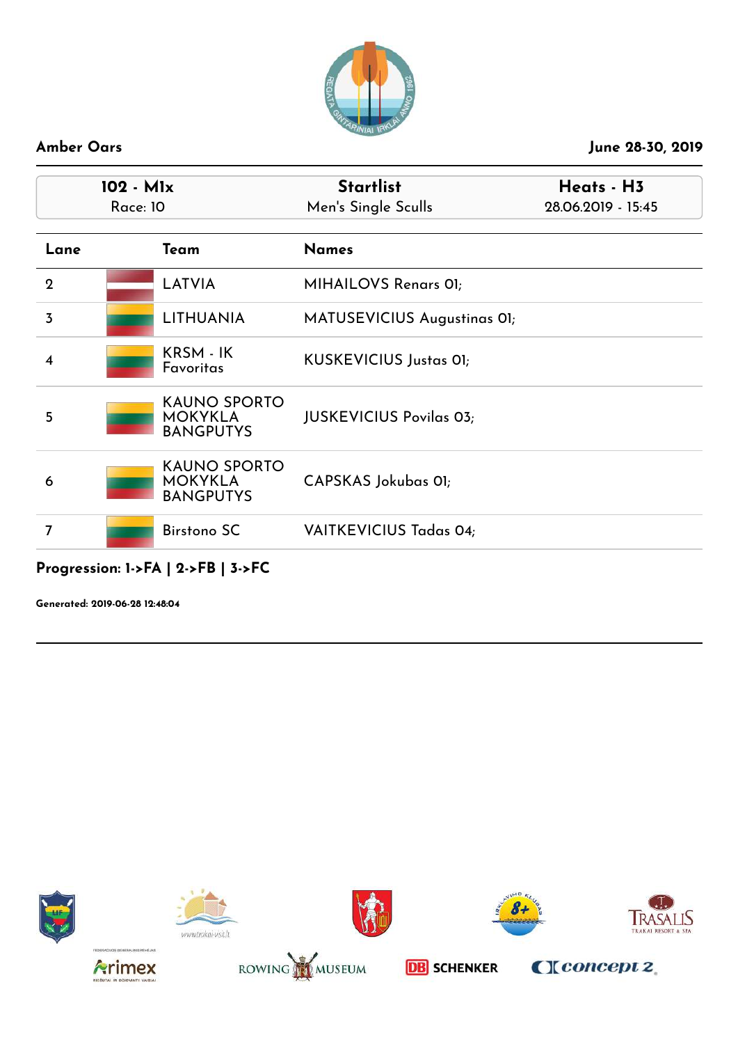**Amber Oars** | **June 28-30, 2019**

| 102 - M1x | Startlist | Heats - H3 |
|---|---|---|
| Race: 10 | Men's Single Sculls | 28.06.2019 - 15:45 |

| Lane | Team | Names |
|---|---|---|
| 2 | LATVIA | MIHAILOVS Renars 01; |
| 3 | LITHUANIA | MATUSEVICIUS Augustinas 01; |
| 4 | KRSM - IK Favoritas | KUSKEVICIUS Justas 01; |
| 5 | KAUNO SPORTO MOKYKLA BANGPUTYS | JUSKEVICIUS Povilas 03; |
| 6 | KAUNO SPORTO MOKYKLA BANGPUTYS | CAPSKAS Jokubas 01; |
| 7 | Birstono SC | VAITKEVICIUS Tadas 04; |

**Progression: 1->FA | 2->FB | 3->FC**

**Generated: 2019-06-28 12:48:04**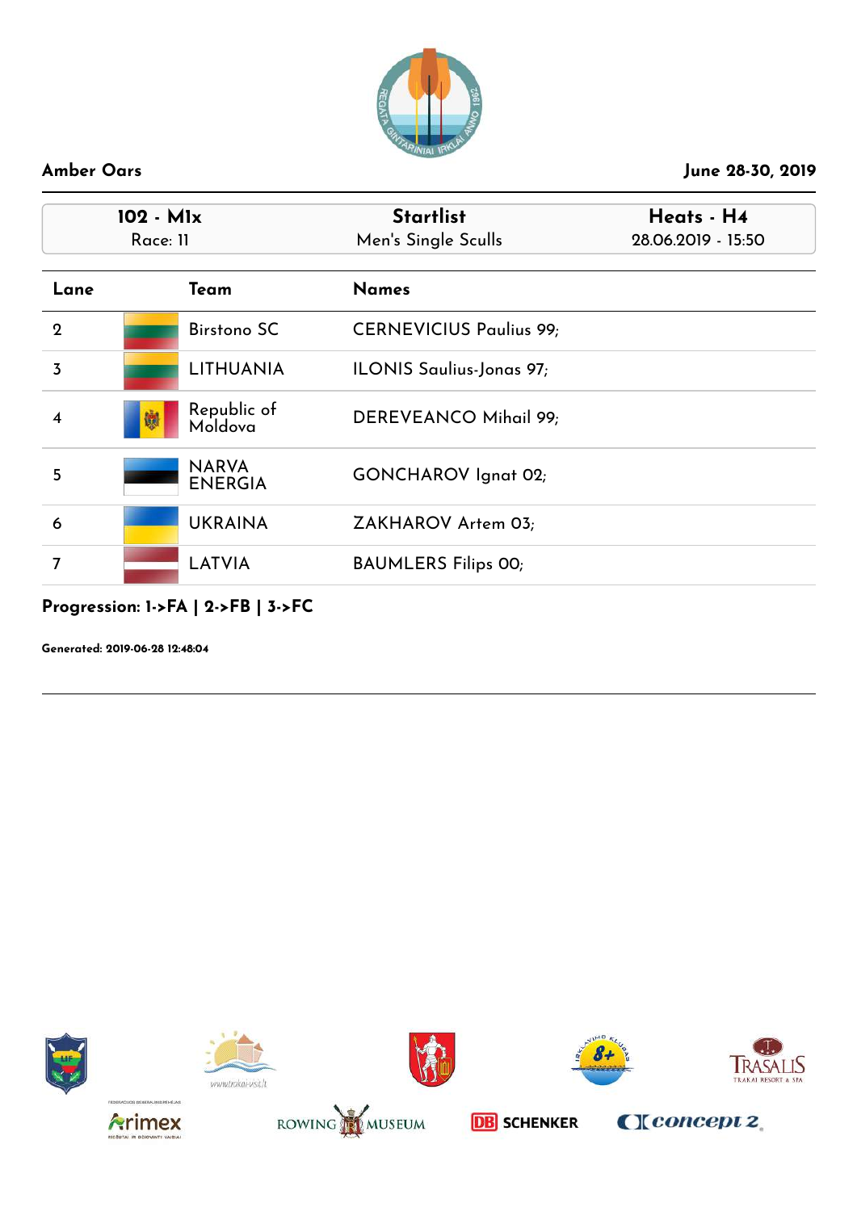**Amber Oars** — **June 28-30, 2019**

| 102 - M1x | Startlist | Heats - H4 |
|---|---|---|
| Race: 11 | Men's Single Sculls | 28.06.2019 - 15:50 |

| Lane | Team | Names |
|---|---|---|
| 2 | Birstono SC | CERNEVICIUS Paulius 99; |
| 3 | LITHUANIA | ILONIS Saulius-Jonas 97; |
| 4 | Republic of Moldova | DEREVEANCO Mihail 99; |
| 5 | NARVA ENERGIA | GONCHAROV Ignat 02; |
| 6 | UKRAINA | ZAKHAROV Artem 03; |
| 7 | LATVIA | BAUMLERS Filips 00; |

**Progression: 1->FA | 2->FB | 3->FC**

**Generated: 2019-06-28 12:48:04**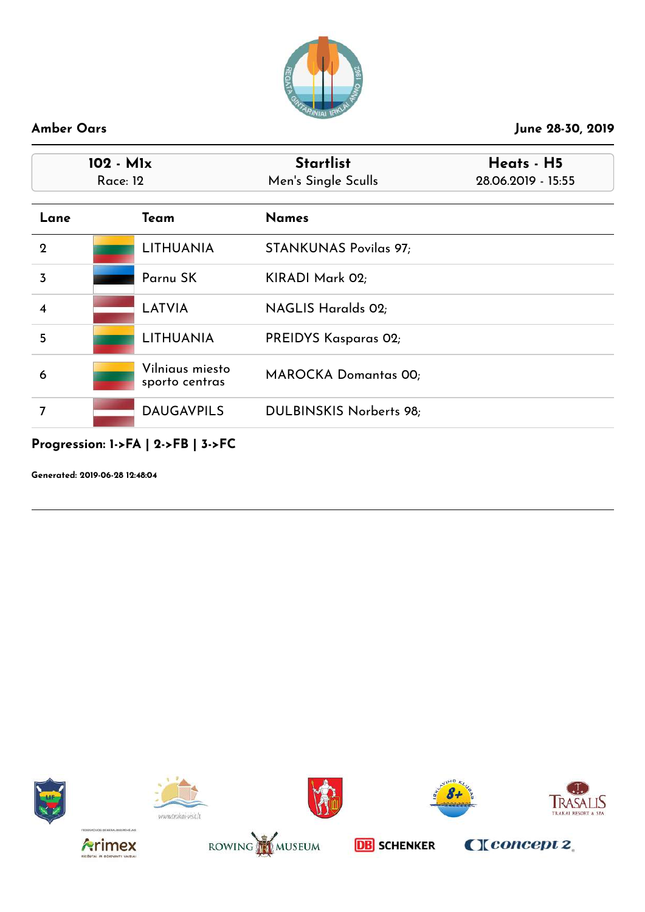**Amber Oars** **June 28-30, 2019**

| 102 - M1x | Startlist | Heats - H5 |
|---|---|---|
| Race: 12 | Men's Single Sculls | 28.06.2019 - 15:55 |

| Lane | Team | Names |
|---|---|---|
| 2 | LITHUANIA | STANKUNAS Povilas 97; |
| 3 | Parnu SK | KIRADI Mark 02; |
| 4 | LATVIA | NAGLIS Haralds 02; |
| 5 | LITHUANIA | PREIDYS Kasparas 02; |
| 6 | Vilniaus miesto sporto centras | MAROCKA Domantas 00; |
| 7 | DAUGAVPILS | DULBINSKIS Norberts 98; |

**Progression: 1->FA | 2->FB | 3->FC**

**Generated: 2019-06-28 12:48:04**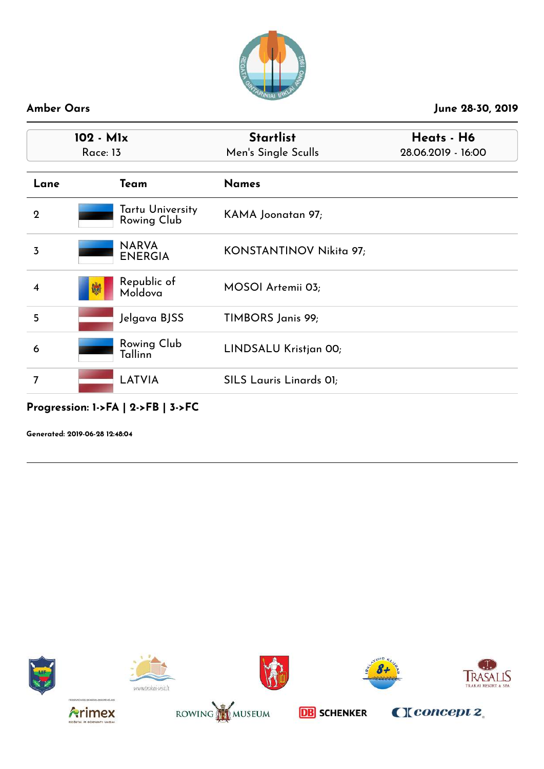**Amber Oars** **June 28-30, 2019**

| 102 - M1x | Startlist | Heats - H6 |
|---|---|---|
| Race: 13 | Men's Single Sculls | 28.06.2019 - 16:00 |

| Lane | Team | Names |
|---|---|---|
| 2 | Tartu University Rowing Club | KAMA Joonatan 97; |
| 3 | NARVA ENERGIA | KONSTANTINOV Nikita 97; |
| 4 | Republic of Moldova | MOSOI Artemii 03; |
| 5 | Jelgava BJSS | TIMBORS Janis 99; |
| 6 | Rowing Club Tallinn | LINDSALU Kristjan 00; |
| 7 | LATVIA | SILS Lauris Linards 01; |

**Progression: 1->FA | 2->FB | 3->FC**

**Generated: 2019-06-28 12:48:04**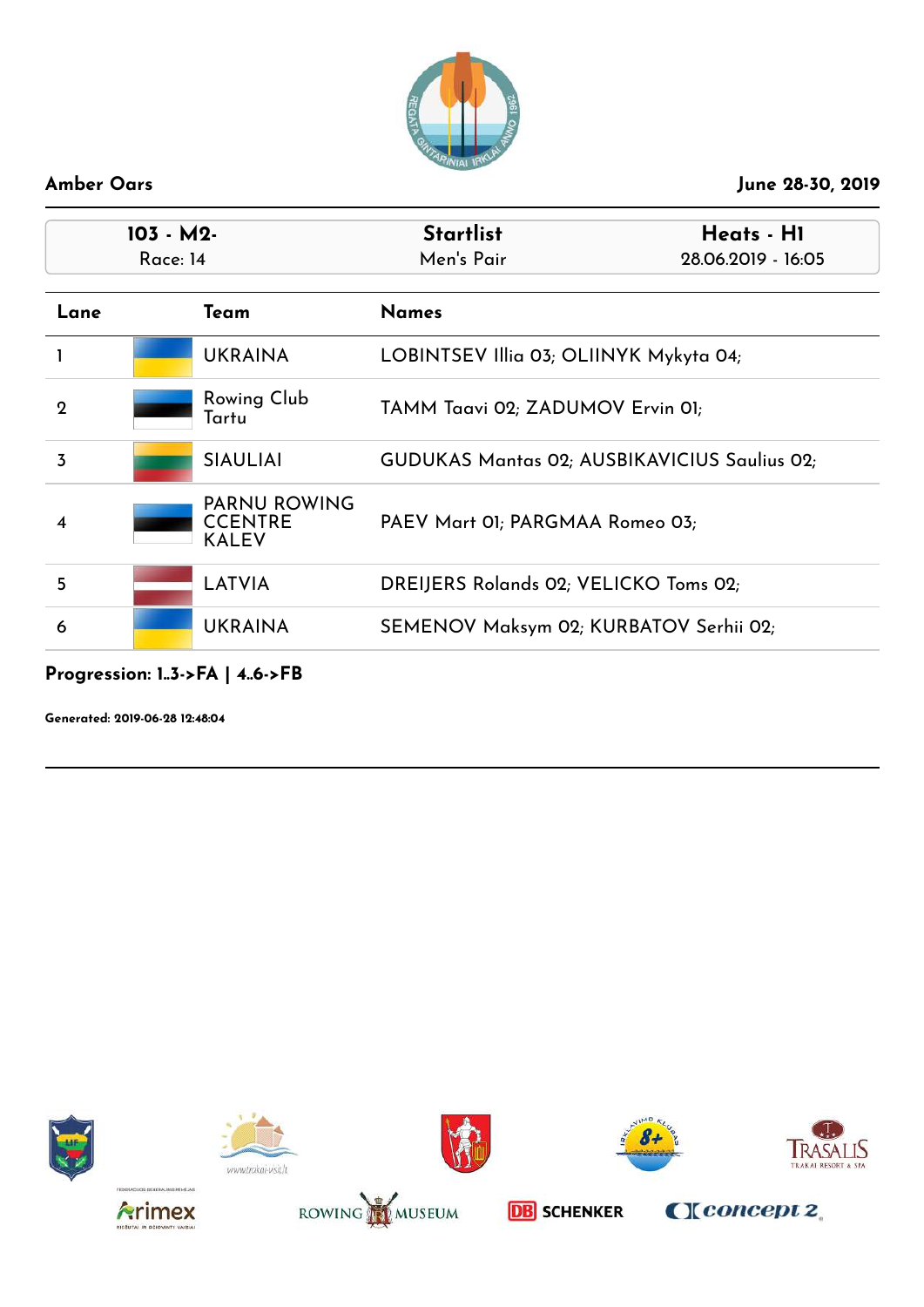**Amber Oars** — June 28-30, 2019

| 103 - M2- | Startlist | Heats - H1 |
|---|---|---|
| Race: 14 | Men's Pair | 28.06.2019 - 16:05 |

| Lane | Team | Names |
|---|---|---|
| 1 | UKRAINA | LOBINTSEV Illia 03; OLIINYK Mykyta 04; |
| 2 | Rowing Club Tartu | TAMM Taavi 02; ZADUMOV Ervin 01; |
| 3 | SIAULIAI | GUDUKAS Mantas 02; AUSBIKAVICIUS Saulius 02; |
| 4 | PARNU ROWING CCENTRE KALEV | PAEV Mart 01; PARGMAA Romeo 03; |
| 5 | LATVIA | DREIJERS Rolands 02; VELICKO Toms 02; |
| 6 | UKRAINA | SEMENOV Maksym 02; KURBATOV Serhii 02; |

**Progression: 1..3->FA | 4..6->FB**

**Generated: 2019-06-28 12:48:04**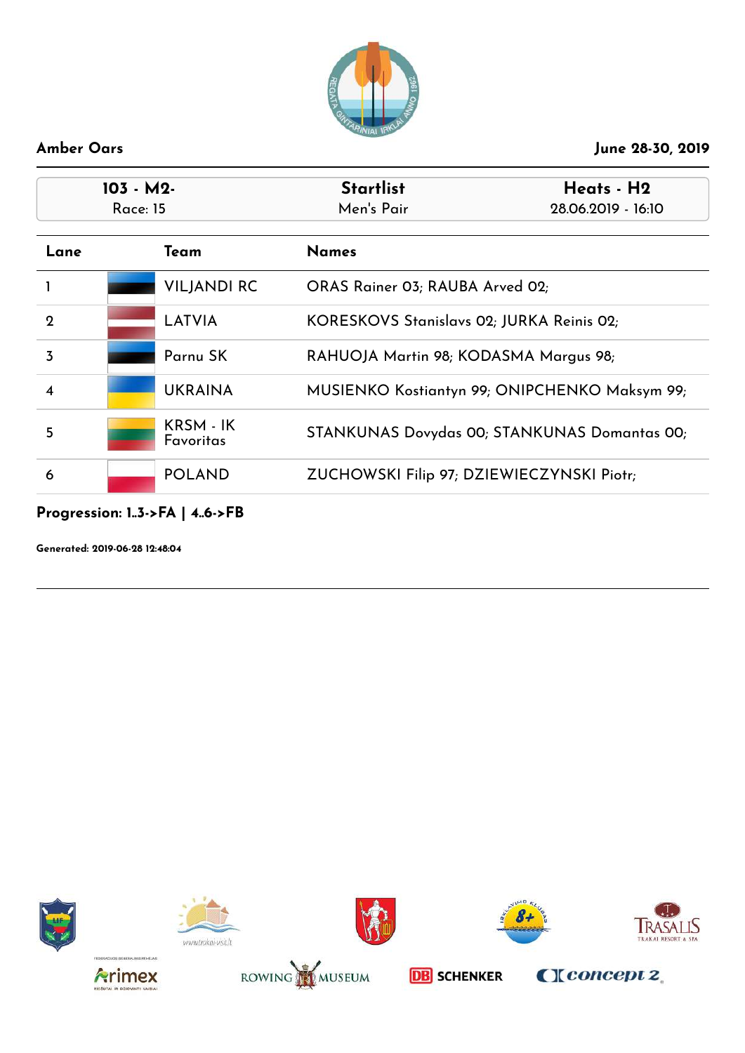**Amber Oars** **June 28-30, 2019**

| 103 - M2- | Startlist | Heats - H2 |
|---|---|---|
| Race: 15 | Men's Pair | 28.06.2019 - 16:10 |

| Lane | Team | Names |
|---|---|---|
| 1 | VILJANDI RC | ORAS Rainer 03; RAUBA Arved 02; |
| 2 | LATVIA | KORESKOVS Stanislavs 02; JURKA Reinis 02; |
| 3 | Parnu SK | RAHUOJA Martin 98; KODASMA Margus 98; |
| 4 | UKRAINA | MUSIENKO Kostiantyn 99; ONIPCHENKO Maksym 99; |
| 5 | KRSM - IK Favoritas | STANKUNAS Dovydas 00; STANKUNAS Domantas 00; |
| 6 | POLAND | ZUCHOWSKI Filip 97; DZIEWIECZYNSKI Piotr; |

**Progression: 1..3->FA | 4..6->FB**

**Generated: 2019-06-28 12:48:04**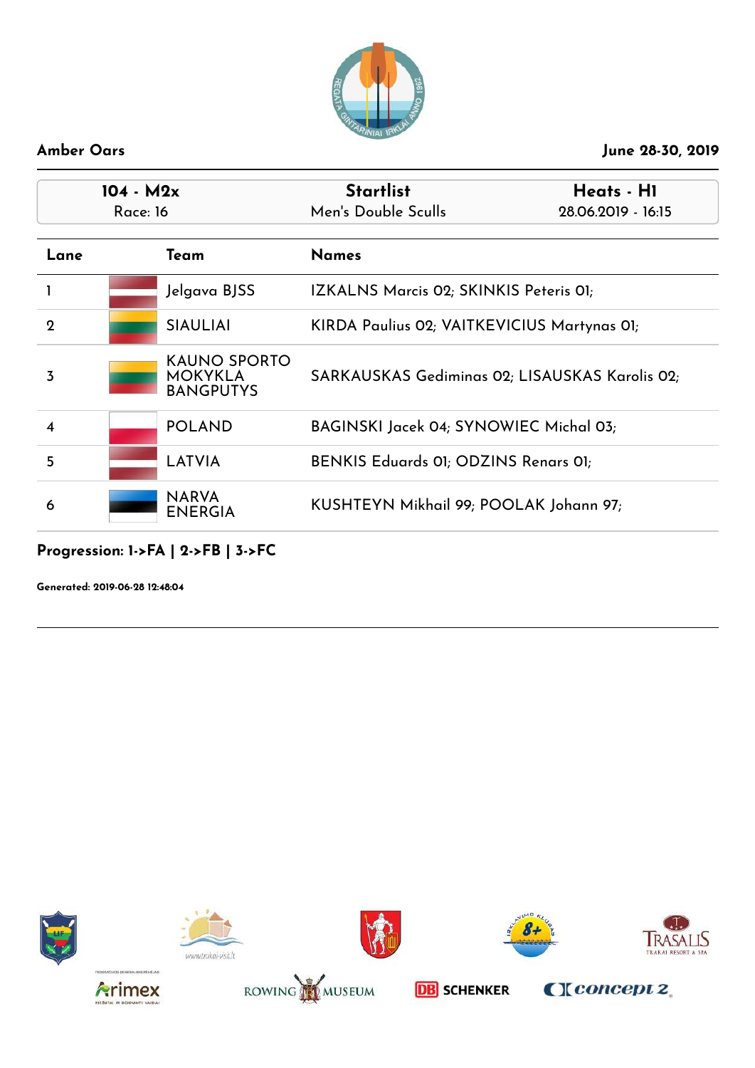**Amber Oars** | **June 28-30, 2019**

| 104 - M2x | Startlist | Heats - H1 |
| --- | --- | --- |
| Race: 16 | Men's Double Sculls | 28.06.2019 - 16:15 |

| Lane | Team | Names |
| --- | --- | --- |
| 1 | Jelgava BJSS | IZKALNS Marcis 02; SKINKIS Peteris 01; |
| 2 | SIAULIAI | KIRDA Paulius 02; VAITKEVICIUS Martynas 01; |
| 3 | KAUNO SPORTO MOKYKLA BANGPUTYS | SARKAUSKAS Gediminas 02; LISAUSKAS Karolis 02; |
| 4 | POLAND | BAGINSKI Jacek 04; SYNOWIEC Michal 03; |
| 5 | LATVIA | BENKIS Eduards 01; ODZINS Renars 01; |
| 6 | NARVA ENERGIA | KUSHTEYN Mikhail 99; POOLAK Johann 97; |

**Progression: 1->FA | 2->FB | 3->FC**

**Generated: 2019-06-28 12:48:04**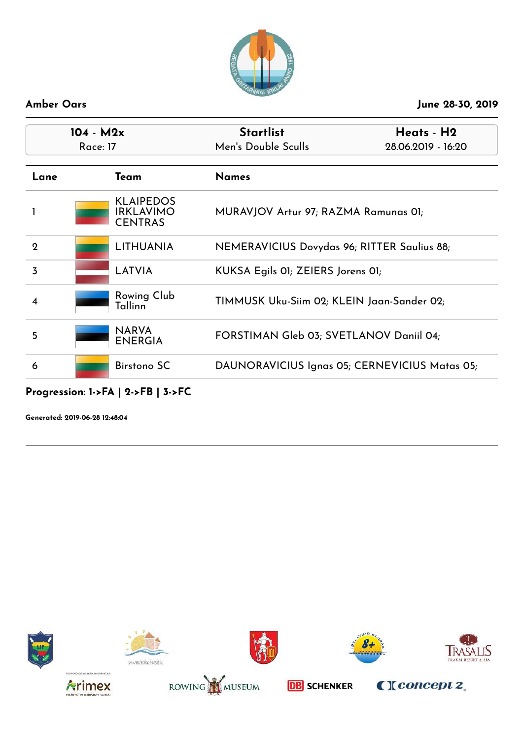**Amber Oars** — **June 28-30, 2019**

| 104 - M2x | Startlist | Heats - H2 |
|---|---|---|
| Race: 17 | Men's Double Sculls | 28.06.2019 - 16:20 |

| Lane | Team | Names |
|---|---|---|
| 1 | KLAIPEDOS IRKLAVIMO CENTRAS | MURAVJOV Artur 97; RAZMA Ramunas 01; |
| 2 | LITHUANIA | NEMERAVICIUS Dovydas 96; RITTER Saulius 88; |
| 3 | LATVIA | KUKSA Egils 01; ZEIERS Jorens 01; |
| 4 | Rowing Club Tallinn | TIMMUSK Uku-Siim 02; KLEIN Jaan-Sander 02; |
| 5 | NARVA ENERGIA | FORSTIMAN Gleb 03; SVETLANOV Daniil 04; |
| 6 | Birstono SC | DAUNORAVICIUS Ignas 05; CERNEVICIUS Matas 05; |

**Progression: 1->FA | 2->FB | 3->FC**

**Generated: 2019-06-28 12:48:04**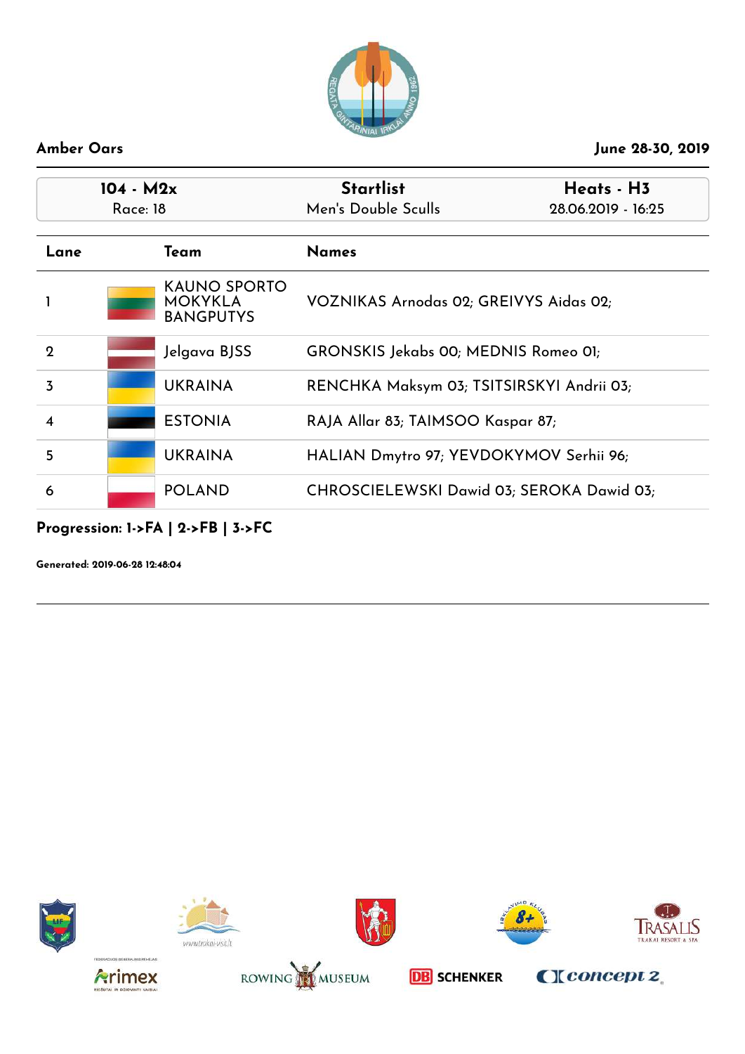Amber Oars

June 28-30, 2019

| 104 - M2x | Startlist | Heats - H3 |
|---|---|---|
| Race: 18 | Men's Double Sculls | 28.06.2019 - 16:25 |

| Lane | Team | Names |
|---|---|---|
| 1 | KAUNO SPORTO MOKYKLA BANGPUTYS | VOZNIKAS Arnodas 02; GREIVYS Aidas 02; |
| 2 | Jelgava BJSS | GRONSKIS Jekabs 00; MEDNIS Romeo 01; |
| 3 | UKRAINA | RENCHKA Maksym 03; TSITSIRSKYI Andrii 03; |
| 4 | ESTONIA | RAJA Allar 83; TAIMSOO Kaspar 87; |
| 5 | UKRAINA | HALIAN Dmytro 97; YEVDOKYMOV Serhii 96; |
| 6 | POLAND | CHROSCIELEWSKI Dawid 03; SEROKA Dawid 03; |

**Progression: 1->FA | 2->FB | 3->FC**

**Generated: 2019-06-28 12:48:04**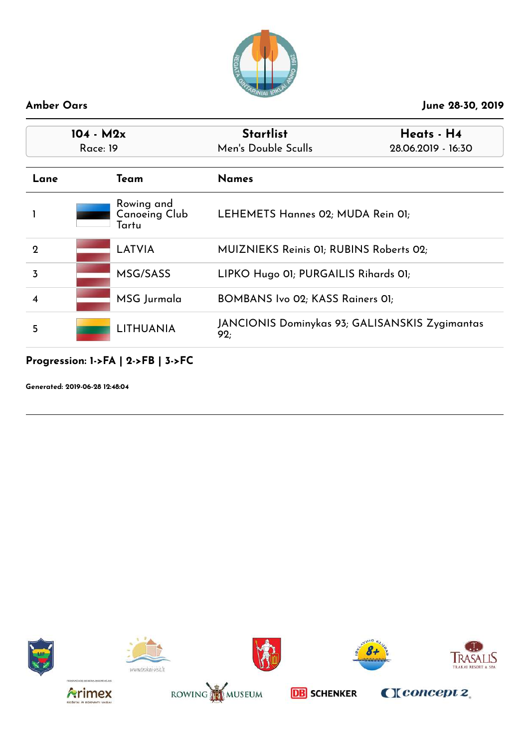**Amber Oars** | **June 28-30, 2019**

| 104 - M2x | Startlist | Heats - H4 |
|---|---|---|
| Race: 19 | Men's Double Sculls | 28.06.2019 - 16:30 |

| Lane | Team | Names |
|---|---|---|
| 1 | Rowing and Canoeing Club Tartu | LEHEMETS Hannes 02; MUDA Rein 01; |
| 2 | LATVIA | MUIZNIEKS Reinis 01; RUBINS Roberts 02; |
| 3 | MSG/SASS | LIPKO Hugo 01; PURGAILIS Rihards 01; |
| 4 | MSG Jurmala | BOMBANS Ivo 02; KASS Rainers 01; |
| 5 | LITHUANIA | JANCIONIS Dominykas 93; GALISANSKIS Zygimantas 92; |

**Progression: 1->FA | 2->FB | 3->FC**

**Generated: 2019-06-28 12:48:04**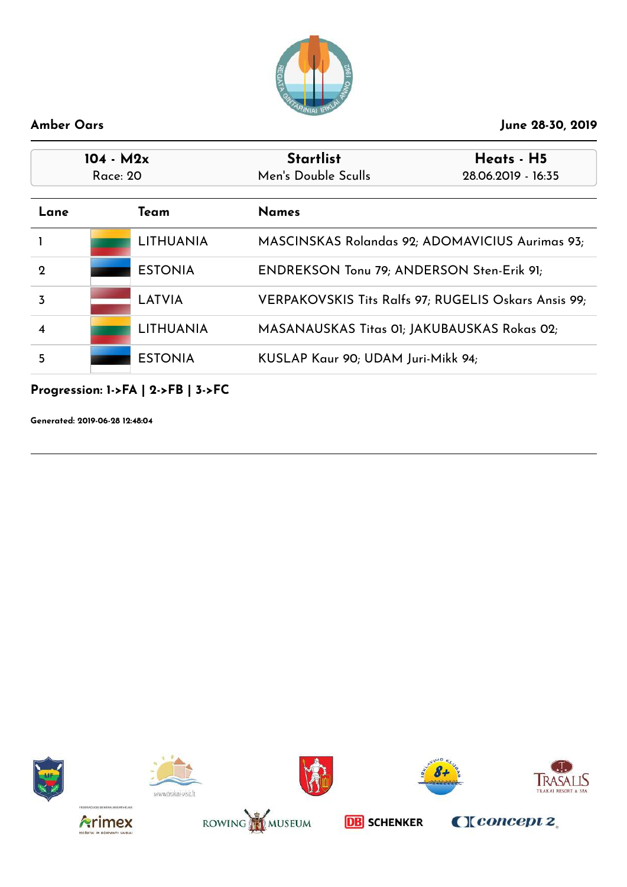**Amber Oars** **June 28-30, 2019**

| 104 - M2x<br>Race: 20 | Startlist<br>Men's Double Sculls | Heats - H5<br>28.06.2019 - 16:35 |
|---|---|---|

| Lane | Team | Names |
|---|---|---|
| 1 | LITHUANIA | MASCINSKAS Rolandas 92; ADOMAVICIUS Aurimas 93; |
| 2 | ESTONIA | ENDREKSON Tonu 79; ANDERSON Sten-Erik 91; |
| 3 | LATVIA | VERPAKOVSKIS Tits Ralfs 97; RUGELIS Oskars Ansis 99; |
| 4 | LITHUANIA | MASANAUSKAS Titas 01; JAKUBAUSKAS Rokas 02; |
| 5 | ESTONIA | KUSLAP Kaur 90; UDAM Juri-Mikk 94; |

**Progression: 1->FA | 2->FB | 3->FC**

**Generated: 2019-06-28 12:48:04**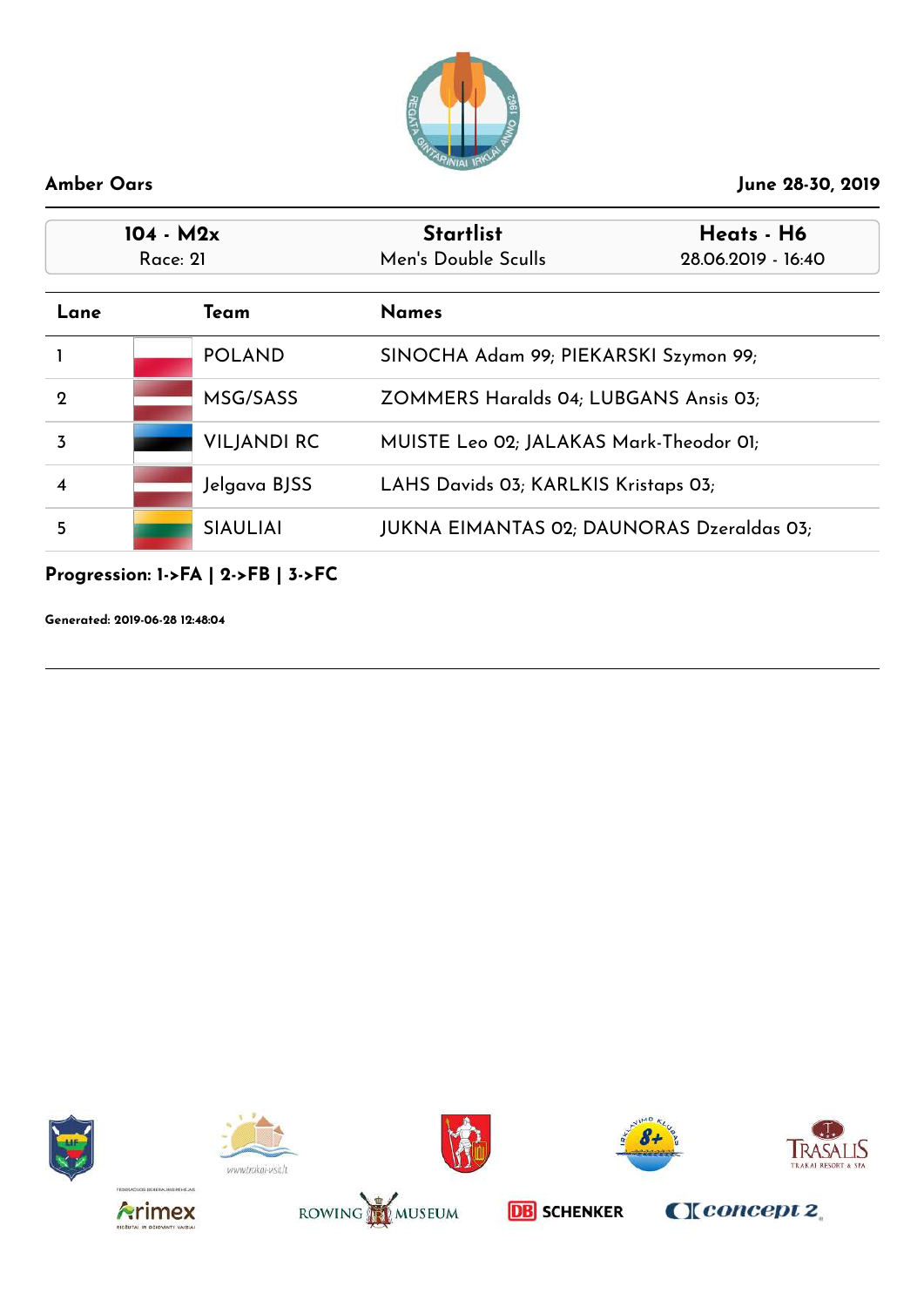**Amber Oars** **June 28-30, 2019**

| 104 - M2x | Startlist | Heats - H6 |
| --- | --- | --- |
| Race: 21 | Men's Double Sculls | 28.06.2019 - 16:40 |

| Lane | Team | Names |
| --- | --- | --- |
| 1 | POLAND | SINOCHA Adam 99; PIEKARSKI Szymon 99; |
| 2 | MSG/SASS | ZOMMERS Haralds 04; LUBGANS Ansis 03; |
| 3 | VILJANDI RC | MUISTE Leo 02; JALAKAS Mark-Theodor 01; |
| 4 | Jelgava BJSS | LAHS Davids 03; KARLKIS Kristaps 03; |
| 5 | SIAULIAI | JUKNA EIMANTAS 02; DAUNORAS Dzeraldas 03; |

**Progression: 1->FA | 2->FB | 3->FC**

**Generated: 2019-06-28 12:48:04**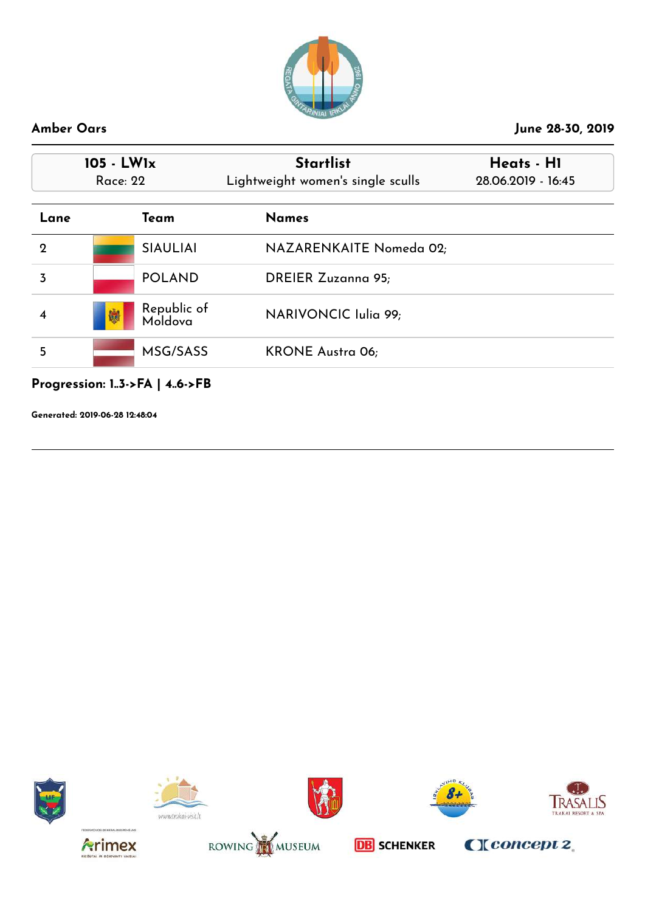**Amber Oars** **June 28-30, 2019**

| 105 - LW1x | Startlist | Heats - H1 |
| --- | --- | --- |
| Race: 22 | Lightweight women's single sculls | 28.06.2019 - 16:45 |

| Lane | Team | Names |
| --- | --- | --- |
| 2 | SIAULIAI | NAZARENKAITE Nomeda 02; |
| 3 | POLAND | DREIER Zuzanna 95; |
| 4 | Republic of Moldova | NARIVONCIC Iulia 99; |
| 5 | MSG/SASS | KRONE Austra 06; |

**Progression: 1..3->FA | 4..6->FB**

**Generated: 2019-06-28 12:48:04**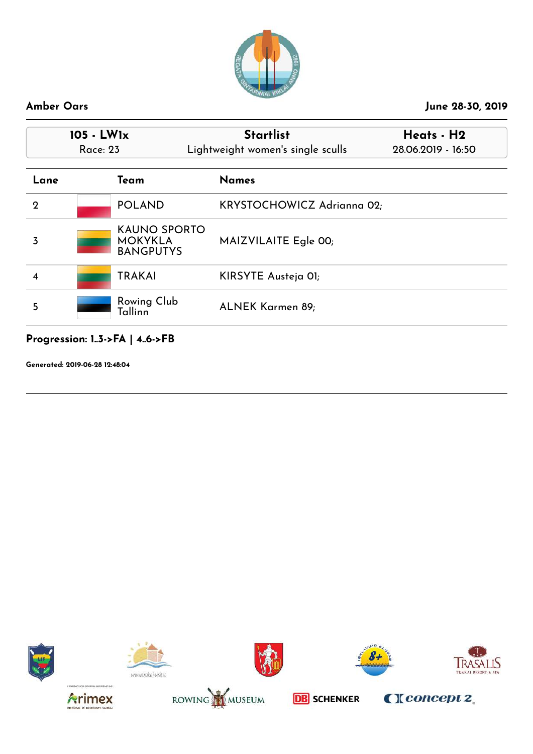**Amber Oars** &nbsp;&nbsp;&nbsp;&nbsp; **June 28-30, 2019**

| **105 - LW1x** | **Startlist** | **Heats - H2** |
|---|---|---|
| Race: 23 | Lightweight women's single sculls | 28.06.2019 - 16:50 |

| Lane | Team | Names |
|---|---|---|
| 2 | POLAND | KRYSTOCHOWICZ Adrianna 02; |
| 3 | KAUNO SPORTO MOKYKLA BANGPUTYS | MAIZVILAITE Egle 00; |
| 4 | TRAKAI | KIRSYTE Austeja 01; |
| 5 | Rowing Club Tallinn | ALNEK Karmen 89; |

**Progression: 1..3->FA | 4..6->FB**

**Generated: 2019-06-28 12:48:04**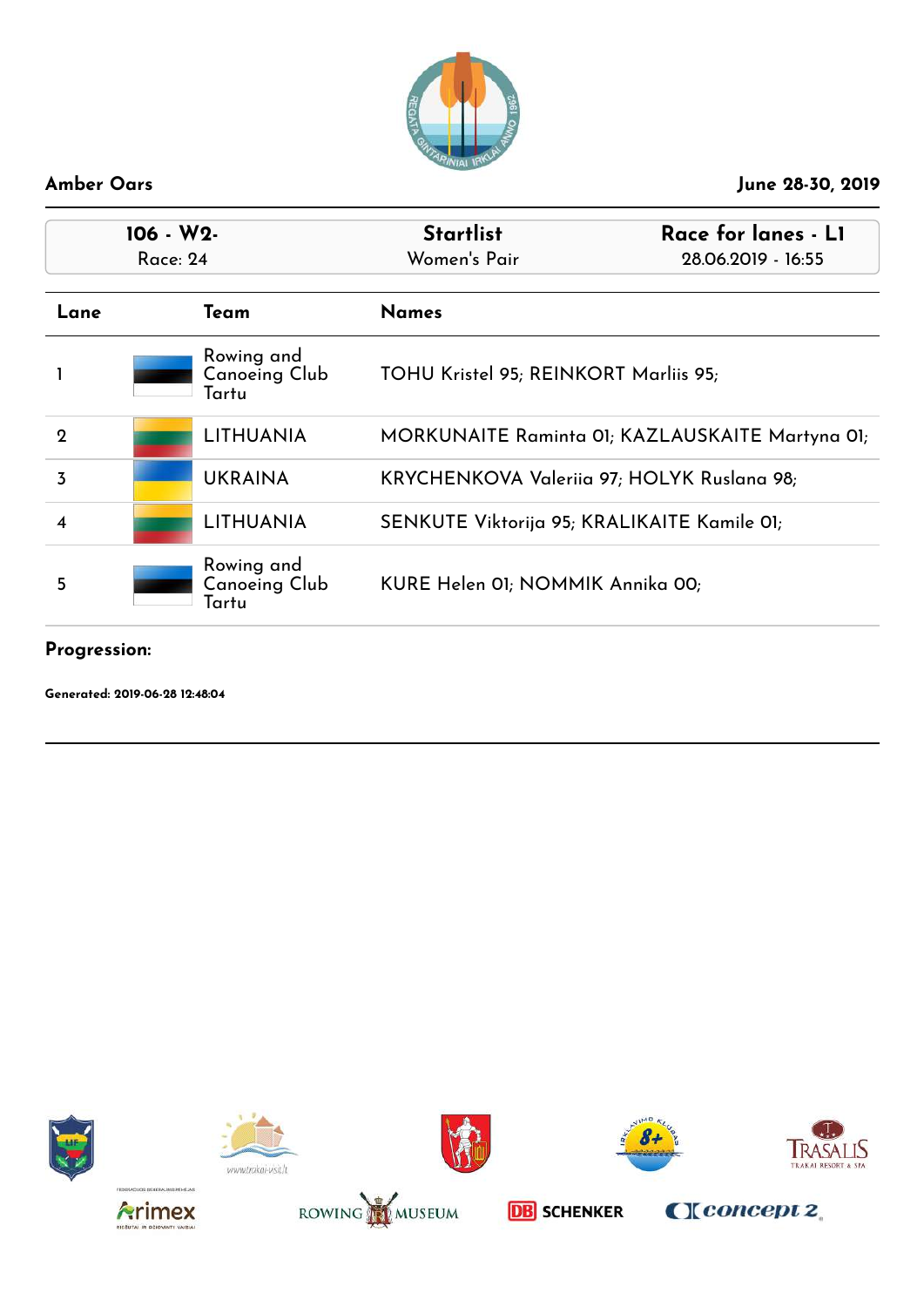**Amber Oars** **June 28-30, 2019**

| 106 - W2- | Startlist | Race for lanes - L1 |
| --- | --- | --- |
| Race: 24 | Women's Pair | 28.06.2019 - 16:55 |

| Lane | Team | Names |
| --- | --- | --- |
| 1 | Rowing and Canoeing Club Tartu | TOHU Kristel 95; REINKORT Marliis 95; |
| 2 | LITHUANIA | MORKUNAITE Raminta 01; KAZLAUSKAITE Martyna 01; |
| 3 | UKRAINA | KRYCHENKOVA Valeriia 97; HOLYK Ruslana 98; |
| 4 | LITHUANIA | SENKUTE Viktorija 95; KRALIKAITE Kamile 01; |
| 5 | Rowing and Canoeing Club Tartu | KURE Helen 01; NOMMIK Annika 00; |

**Progression:**

**Generated: 2019-06-28 12:48:04**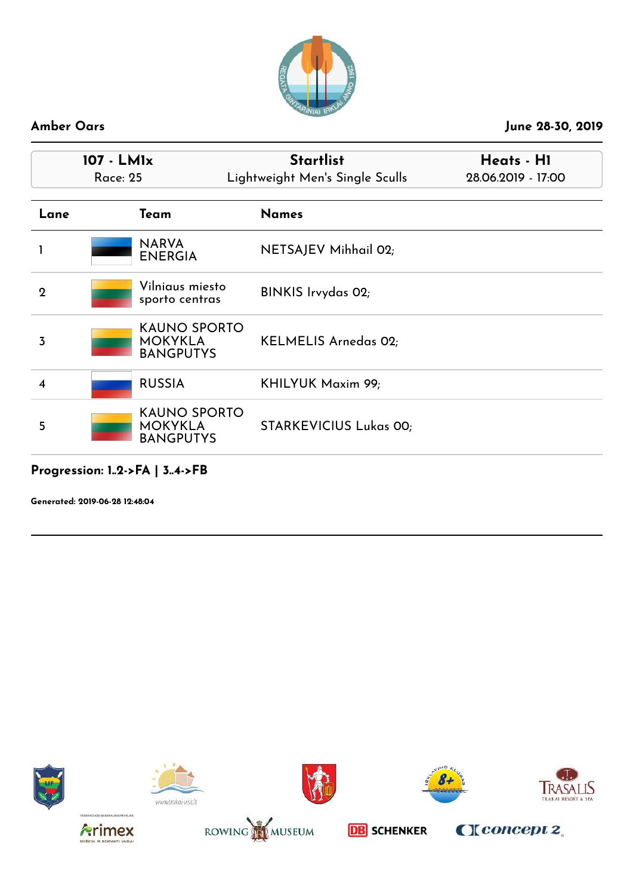**Amber Oars** — **June 28-30, 2019**

| 107 - LM1x | Startlist | Heats - H1 |
| --- | --- | --- |
| Race: 25 | Lightweight Men's Single Sculls | 28.06.2019 - 17:00 |

| Lane | Team | Names |
| --- | --- | --- |
| 1 | NARVA ENERGIA | NETSAJEV Mihhail 02; |
| 2 | Vilniaus miesto sporto centras | BINKIS Irvydas 02; |
| 3 | KAUNO SPORTO MOKYKLA BANGPUTYS | KELMELIS Arnedas 02; |
| 4 | RUSSIA | KHILYUK Maxim 99; |
| 5 | KAUNO SPORTO MOKYKLA BANGPUTYS | STARKEVICIUS Lukas 00; |

**Progression: 1..2->FA | 3..4->FB**

**Generated: 2019-06-28 12:48:04**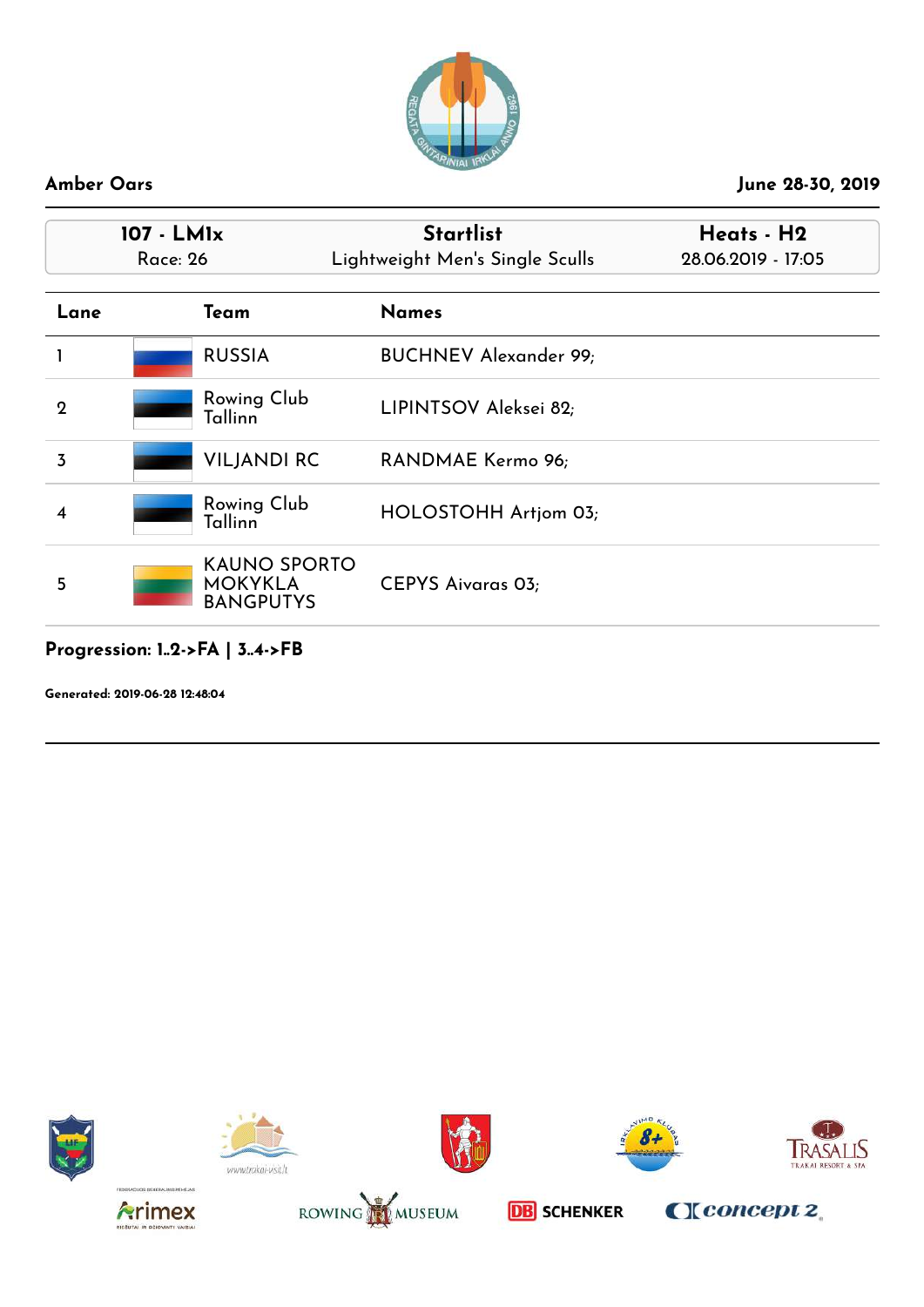**Amber Oars** | **June 28-30, 2019**

| 107 - LM1x | Startlist | Heats - H2 |
|---|---|---|
| Race: 26 | Lightweight Men's Single Sculls | 28.06.2019 - 17:05 |

| Lane | Team | Names |
|---|---|---|
| 1 | RUSSIA | BUCHNEV Alexander 99; |
| 2 | Rowing Club Tallinn | LIPINTSOV Aleksei 82; |
| 3 | VILJANDI RC | RANDMAE Kermo 96; |
| 4 | Rowing Club Tallinn | HOLOSTOHH Artjom 03; |
| 5 | KAUNO SPORTO MOKYKLA BANGPUTYS | CEPYS Aivaras 03; |

**Progression: 1..2->FA | 3..4->FB**

**Generated: 2019-06-28 12:48:04**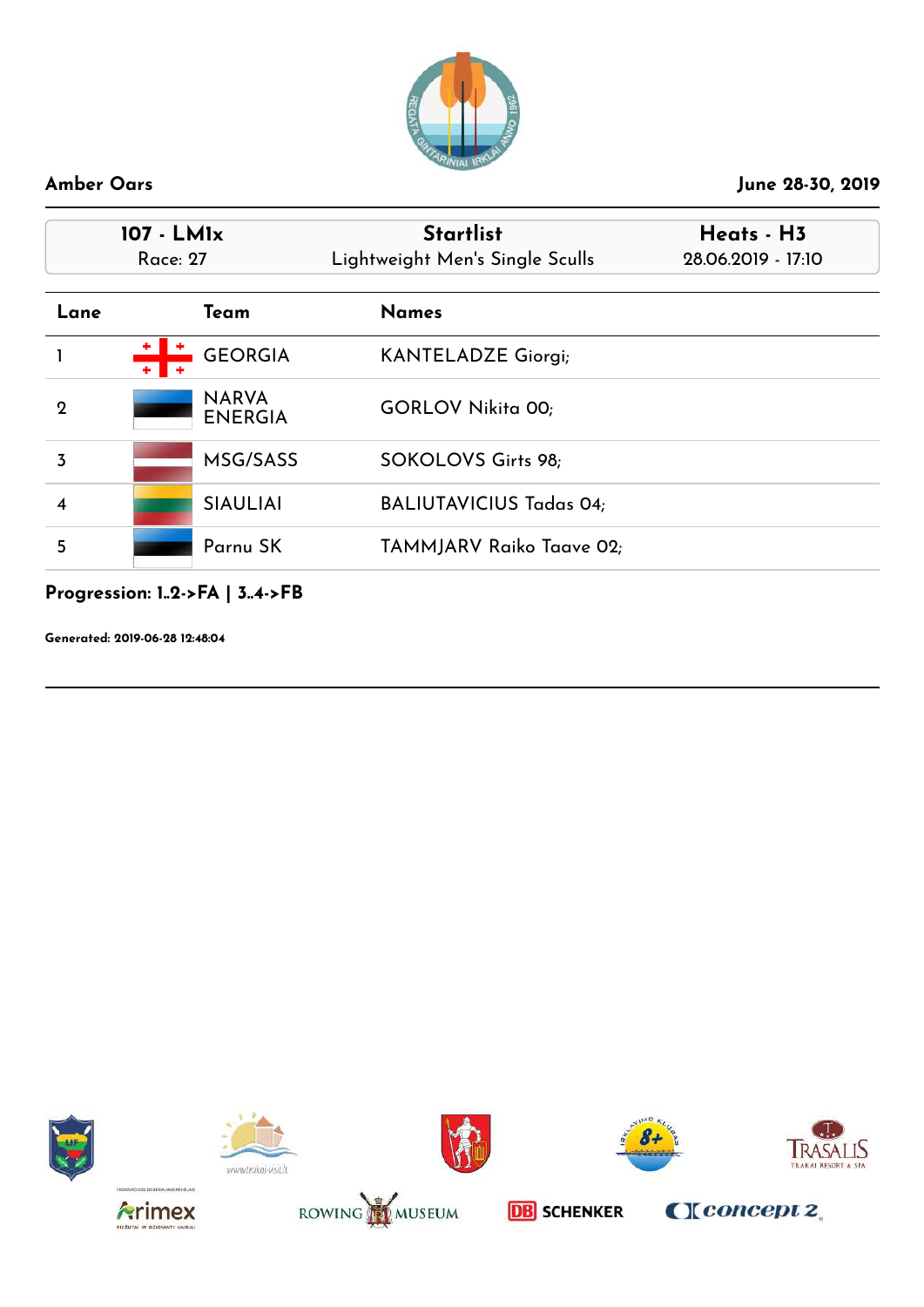**Amber Oars** | **June 28-30, 2019**

| **107 - LM1x** | **Startlist** | **Heats - H3** |
|---|---|---|
| Race: 27 | Lightweight Men's Single Sculls | 28.06.2019 - 17:10 |

| Lane | Team | Names |
|---|---|---|
| 1 | GEORGIA | KANTELADZE Giorgi; |
| 2 | NARVA ENERGIA | GORLOV Nikita 00; |
| 3 | MSG/SASS | SOKOLOVS Girts 98; |
| 4 | SIAULIAI | BALIUTAVICIUS Tadas 04; |
| 5 | Parnu SK | TAMMJARV Raiko Taave 02; |

**Progression: 1..2->FA | 3..4->FB**

**Generated: 2019-06-28 12:48:04**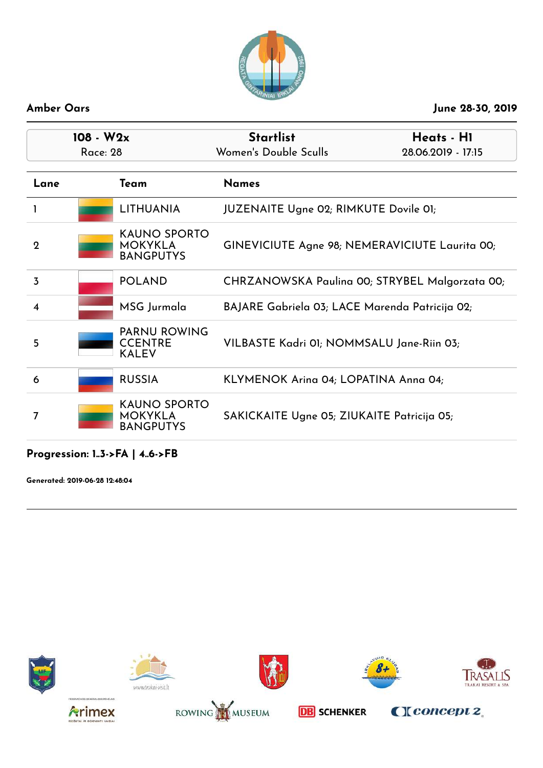**Amber Oars** | **June 28-30, 2019**

| **108 - W2x** | **Startlist** | **Heats - H1** |
|---|---|---|
| Race: 28 | Women's Double Sculls | 28.06.2019 - 17:15 |

| Lane | Team | Names |
|---|---|---|
| 1 | LITHUANIA | JUZENAITE Ugne 02; RIMKUTE Dovile 01; |
| 2 | KAUNO SPORTO MOKYKLA BANGPUTYS | GINEVICIUTE Agne 98; NEMERAVICIUTE Laurita 00; |
| 3 | POLAND | CHRZANOWSKA Paulina 00; STRYBEL Malgorzata 00; |
| 4 | MSG Jurmala | BAJARE Gabriela 03; LACE Marenda Patricija 02; |
| 5 | PARNU ROWING CCENTRE KALEV | VILBASTE Kadri 01; NOMMSALU Jane-Riin 03; |
| 6 | RUSSIA | KLYMENOK Arina 04; LOPATINA Anna 04; |
| 7 | KAUNO SPORTO MOKYKLA BANGPUTYS | SAKICKAITE Ugne 05; ZIUKAITE Patricija 05; |

**Progression: 1..3->FA | 4..6->FB**

**Generated: 2019-06-28 12:48:04**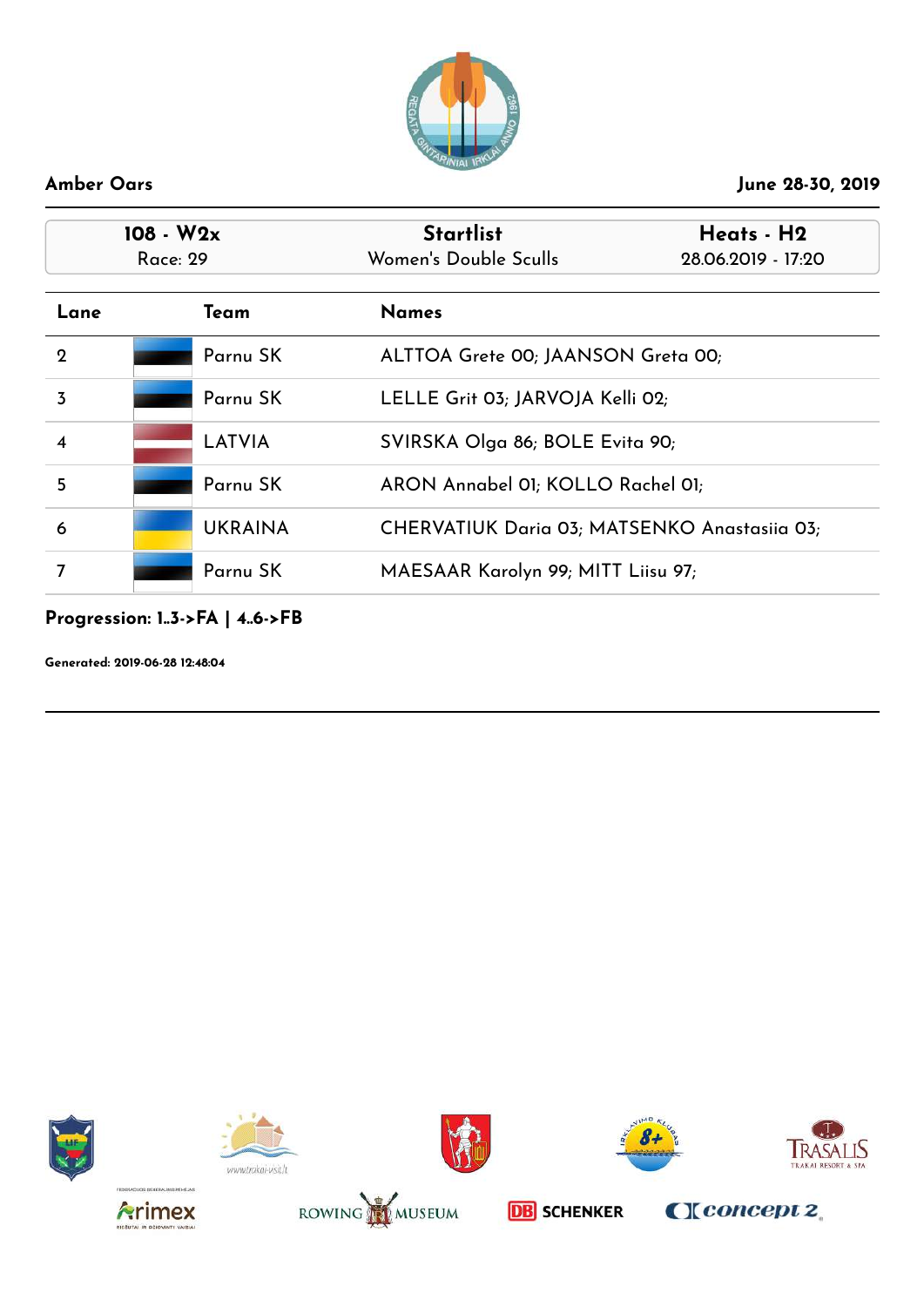**Amber Oars** — **June 28-30, 2019**

| 108 - W2x | Startlist | Heats - H2 |
|---|---|---|
| Race: 29 | Women's Double Sculls | 28.06.2019 - 17:20 |

| Lane | Team | Names |
|---|---|---|
| 2 | Parnu SK | ALTTOA Grete 00; JAANSON Greta 00; |
| 3 | Parnu SK | LELLE Grit 03; JARVOJA Kelli 02; |
| 4 | LATVIA | SVIRSKA Olga 86; BOLE Evita 90; |
| 5 | Parnu SK | ARON Annabel 01; KOLLO Rachel 01; |
| 6 | UKRAINA | CHERVATIUK Daria 03; MATSENKO Anastasiia 03; |
| 7 | Parnu SK | MAESAAR Karolyn 99; MITT Liisu 97; |

**Progression: 1..3->FA | 4..6->FB**

**Generated: 2019-06-28 12:48:04**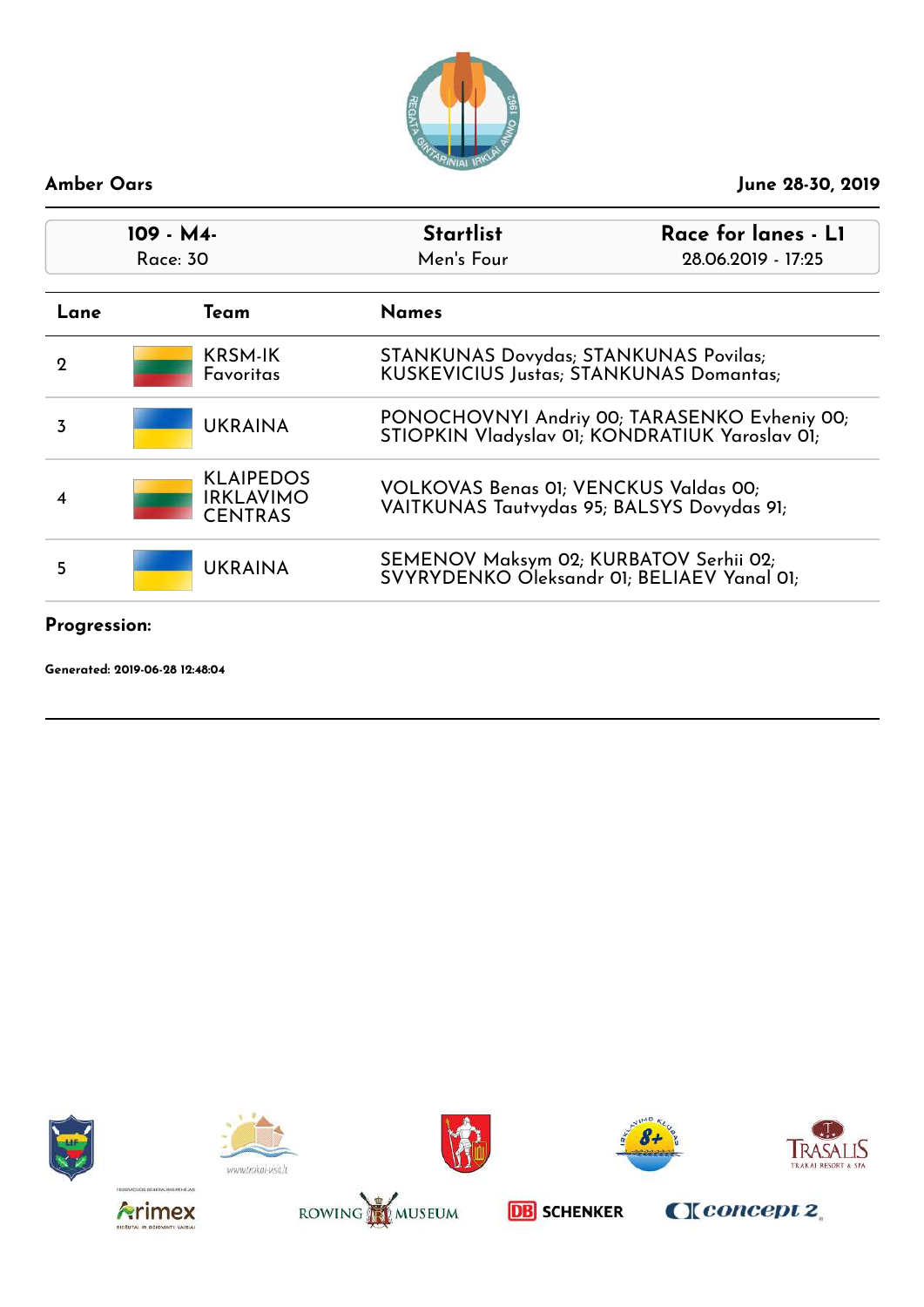**Amber Oars** | **June 28-30, 2019**

| 109 - M4- | Startlist | Race for lanes - L1 |
|---|---|---|
| Race: 30 | Men's Four | 28.06.2019 - 17:25 |

| Lane | Team | Names |
|---|---|---|
| 2 | KRSM-IK Favoritas | STANKUNAS Dovydas; STANKUNAS Povilas; KUSKEVICIUS Justas; STANKUNAS Domantas; |
| 3 | UKRAINA | PONOCHOVNYI Andriy 00; TARASENKO Evheniy 00; STIOPKIN Vladyslav 01; KONDRATIUK Yaroslav 01; |
| 4 | KLAIPEDOS IRKLAVIMO CENTRAS | VOLKOVAS Benas 01; VENCKUS Valdas 00; VAITKUNAS Tautvydas 95; BALSYS Dovydas 91; |
| 5 | UKRAINA | SEMENOV Maksym 02; KURBATOV Serhii 02; SVYRYDENKO Oleksandr 01; BELIAEV Yanal 01; |

**Progression:**

**Generated: 2019-06-28 12:48:04**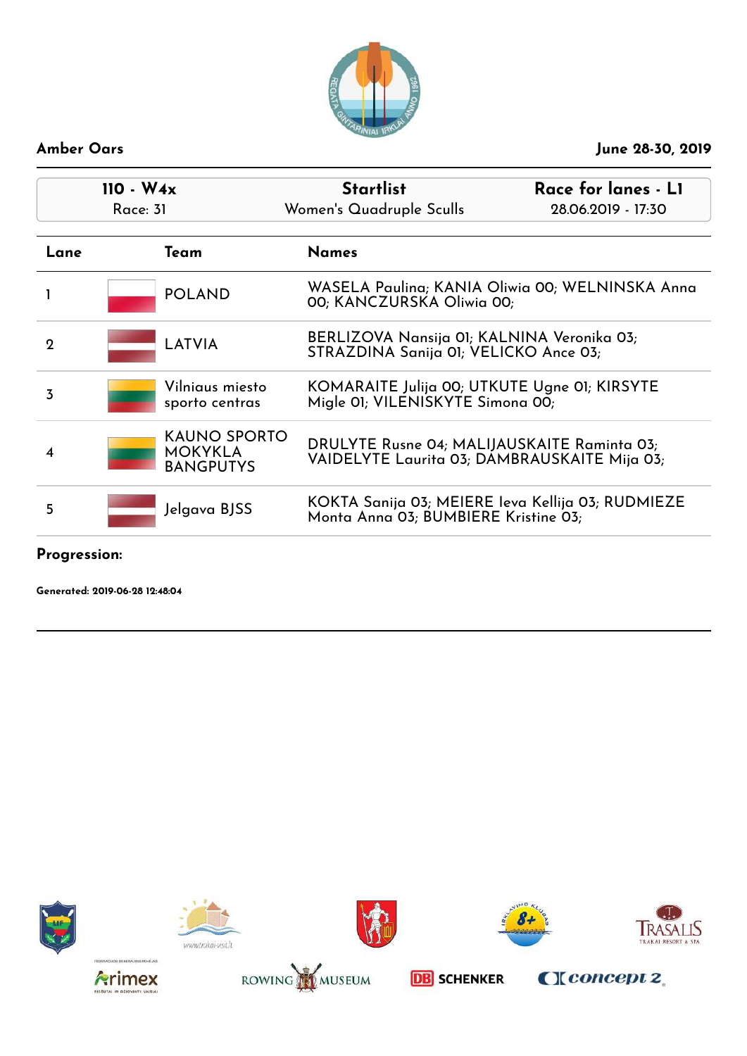**Amber Oars** | **June 28-30, 2019**

| 110 - W4x | Startlist | Race for lanes - L1 |
| --- | --- | --- |
| Race: 31 | Women's Quadruple Sculls | 28.06.2019 - 17:30 |

| Lane | Team | Names |
| --- | --- | --- |
| 1 | POLAND | WASELA Paulina; KANIA Oliwia 00; WELNINSKA Anna 00; KANCZURSKA Oliwia 00; |
| 2 | LATVIA | BERLIZOVA Nansija 01; KALNINA Veronika 03; STRAZDINA Sanija 01; VELICKO Ance 03; |
| 3 | Vilniaus miesto sporto centras | KOMARAITE Julija 00; UTKUTE Ugne 01; KIRSYTE Migle 01; VILENISKYTE Simona 00; |
| 4 | KAUNO SPORTO MOKYKLA BANGPUTYS | DRULYTE Rusne 04; MALIJAUSKAITE Raminta 03; VAIDELYTE Laurita 03; DAMBRAUSKAITE Mija 03; |
| 5 | Jelgava BJSS | KOKTA Sanija 03; MEIERE Ieva Kellija 03; RUDMIEZE Monta Anna 03; BUMBIERE Kristine 03; |

**Progression:**

**Generated: 2019-06-28 12:48:04**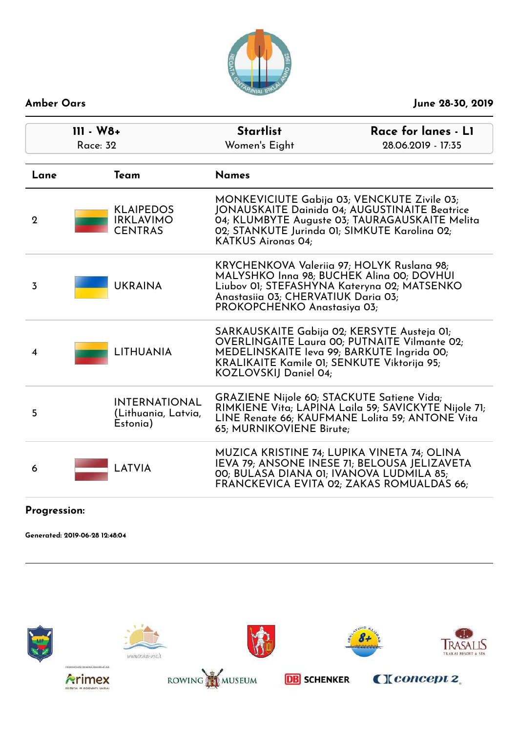**Amber Oars** **June 28-30, 2019**

| 111 - W8+ | Startlist | Race for lanes - L1 |
|---|---|---|
| Race: 32 | Women's Eight | 28.06.2019 - 17:35 |

| Lane | Team | Names |
|---|---|---|
| 2 | KLAIPEDOS IRKLAVIMO CENTRAS | MONKEVICIUTE Gabija 03; VENCKUTE Zivile 03; JONAUSKAITE Dainida 04; AUGUSTINAITE Beatrice 04; KLUMBYTE Auguste 03; TAURAGAUSKAITE Melita 02; STANKUTE Jurinda 01; SIMKUTE Karolina 02; KATKUS Aironas 04; |
| 3 | UKRAINA | KRYCHENKOVA Valeriia 97; HOLYK Ruslana 98; MALYSHKO Inna 98; BUCHEK Alina 00; DOVHUI Liubov 01; STEFASHYNA Kateryna 02; MATSENKO Anastasiia 03; CHERVATIUK Daria 03; PROKOPCHENKO Anastasiya 03; |
| 4 | LITHUANIA | SARKAUSKAITE Gabija 02; KERSYTE Austeja 01; OVERLINGAITE Laura 00; PUTNAITE Vilmante 02; MEDELINSKAITE Ieva 99; BARKUTE Ingrida 00; KRALIKAITE Kamile 01; SENKUTE Viktorija 95; KOZLOVSKIJ Daniel 04; |
| 5 | INTERNATIONAL (Lithuania, Latvia, Estonia) | GRAZIENE Nijole 60; STACKUTE Satiene Vida; RIMKIENE Vita; LAPINA Laila 59; SAVICKYTE Nijole 71; LINE Renate 66; KAUFMANE Lolita 59; ANTONE Vita 65; MURNIKOVIENE Birute; |
| 6 | LATVIA | MUZICA KRISTINE 74; LUPIKA VINETA 74; OLINA IEVA 79; ANSONE INESE 71; BELOUSA JELIZAVETA 00; BULASA DIANA 01; IVANOVA LUDMILA 85; FRANCKEVICA EVITA 02; ZAKAS ROMUALDAS 66; |

**Progression:**

**Generated: 2019-06-28 12:48:04**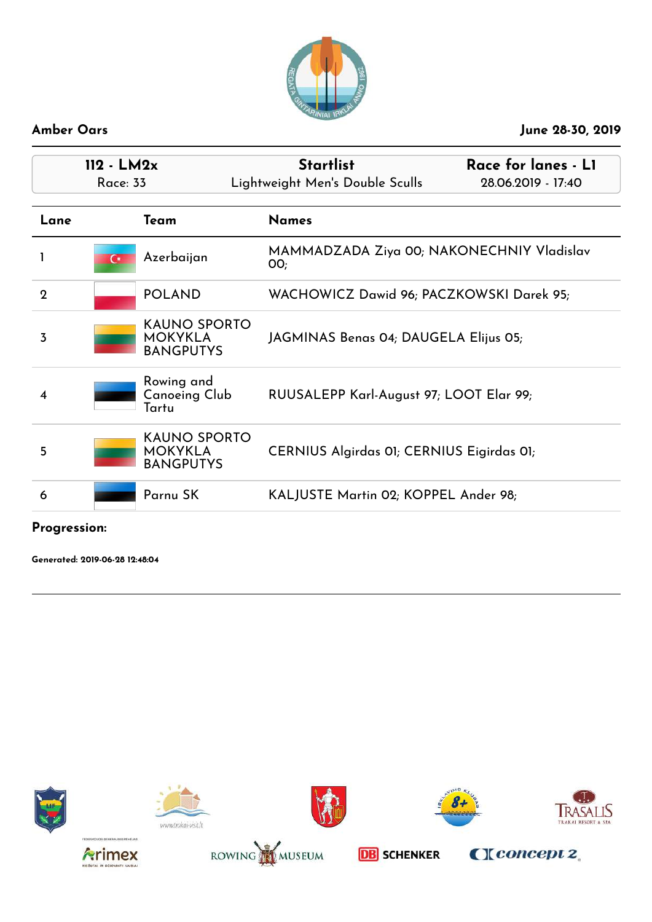**Amber Oars** **June 28-30, 2019**

| 112 - LM2x | Startlist | Race for lanes - L1 |
| --- | --- | --- |
| Race: 33 | Lightweight Men's Double Sculls | 28.06.2019 - 17:40 |

| Lane | Team | Names |
| --- | --- | --- |
| 1 | Azerbaijan | MAMMADZADA Ziya 00; NAKONECHNIY Vladislav 00; |
| 2 | POLAND | WACHOWICZ Dawid 96; PACZKOWSKI Darek 95; |
| 3 | KAUNO SPORTO MOKYKLA BANGPUTYS | JAGMINAS Benas 04; DAUGELA Elijus 05; |
| 4 | Rowing and Canoeing Club Tartu | RUUSALEPP Karl-August 97; LOOT Elar 99; |
| 5 | KAUNO SPORTO MOKYKLA BANGPUTYS | CERNIUS Algirdas 01; CERNIUS Eigirdas 01; |
| 6 | Parnu SK | KALJUSTE Martin 02; KOPPEL Ander 98; |

**Progression:**

**Generated: 2019-06-28 12:48:04**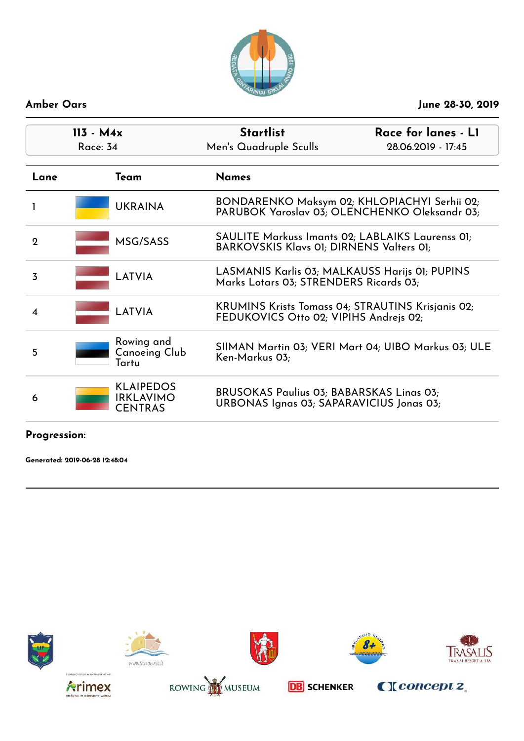**Amber Oars** — **June 28-30, 2019**

| 113 - M4x | Startlist | Race for lanes - L1 |
|---|---|---|
| Race: 34 | Men's Quadruple Sculls | 28.06.2019 - 17:45 |

| Lane | Team | Names |
|---|---|---|
| 1 | UKRAINA | BONDARENKO Maksym 02; KHLOPIACHYI Serhii 02; PARUBOK Yaroslav 03; OLENCHENKO Oleksandr 03; |
| 2 | MSG/SASS | SAULITE Markuss Imants 02; LABLAIKS Laurenss 01; BARKOVSKIS Klavs 01; DIRNENS Valters 01; |
| 3 | LATVIA | LASMANIS Karlis 03; MALKAUSS Harijs 01; PUPINS Marks Lotars 03; STRENDERS Ricards 03; |
| 4 | LATVIA | KRUMINS Krists Tomass 04; STRAUTINS Krisjanis 02; FEDUKOVICS Otto 02; VIPIHS Andrejs 02; |
| 5 | Rowing and Canoeing Club Tartu | SIIMAN Martin 03; VERI Mart 04; UIBO Markus 03; ULE Ken-Markus 03; |
| 6 | KLAIPEDOS IRKLAVIMO CENTRAS | BRUSOKAS Paulius 03; BABARSKAS Linas 03; URBONAS Ignas 03; SAPARAVICIUS Jonas 03; |

**Progression:**

**Generated: 2019-06-28 12:48:04**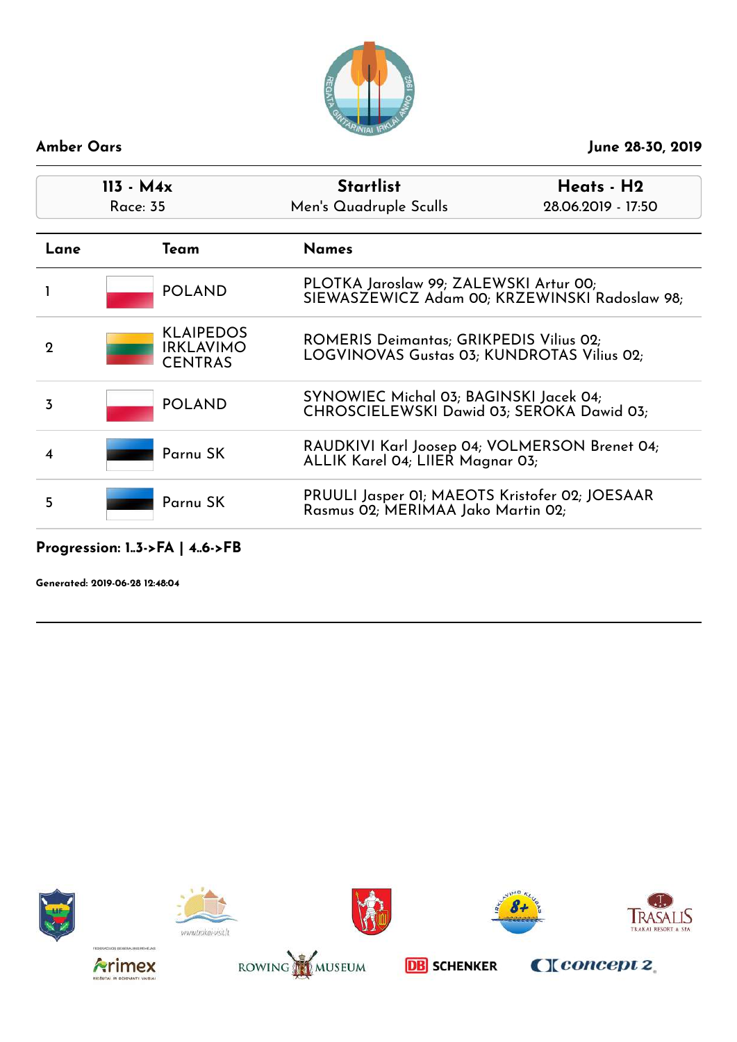**Amber Oars** June 28-30, 2019

| 113 - M4x | Startlist | Heats - H2 |
|---|---|---|
| Race: 35 | Men's Quadruple Sculls | 28.06.2019 - 17:50 |

| Lane | Team | Names |
|---|---|---|
| 1 | POLAND | PLOTKA Jaroslaw 99; ZALEWSKI Artur 00; SIEWASZEWICZ Adam 00; KRZEWINSKI Radoslaw 98; |
| 2 | KLAIPEDOS IRKLAVIMO CENTRAS | ROMERIS Deimantas; GRIKPEDIS Vilius 02; LOGVINOVAS Gustas 03; KUNDROTAS Vilius 02; |
| 3 | POLAND | SYNOWIEC Michal 03; BAGINSKI Jacek 04; CHROSCIELEWSKI Dawid 03; SEROKA Dawid 03; |
| 4 | Parnu SK | RAUDKIVI Karl Joosep 04; VOLMERSON Brenet 04; ALLIK Karel 04; LIIER Magnar 03; |
| 5 | Parnu SK | PRUULI Jasper 01; MAEOTS Kristofer 02; JOESAAR Rasmus 02; MERIMAA Jako Martin 02; |

**Progression: 1..3->FA | 4..6->FB**

**Generated: 2019-06-28 12:48:04**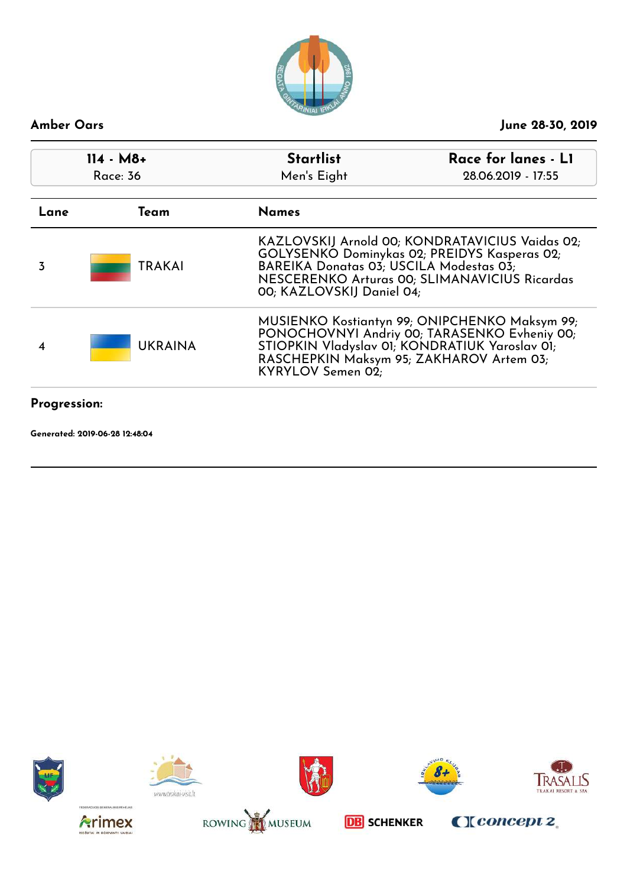**Amber Oars** — **June 28-30, 2019**

| 114 - M8+ | Startlist | Race for lanes - L1 |
|---|---|---|
| Race: 36 | Men's Eight | 28.06.2019 - 17:55 |

| Lane | Team | Names |
|---|---|---|
| 3 | TRAKAI | KAZLOVSKIJ Arnold 00; KONDRATAVICIUS Vaidas 02; GOLYSENKO Dominykas 02; PREIDYS Kasperas 02; BAREIKA Donatas 03; USCILA Modestas 03; NESCERENKO Arturas 00; SLIMANAVICIUS Ricardas 00; KAZLOVSKIJ Daniel 04; |
| 4 | UKRAINA | MUSIENKO Kostiantyn 99; ONIPCHENKO Maksym 99; PONOCHOVNYI Andriy 00; TARASENKO Evheniy 00; STIOPKIN Vladyslav 01; KONDRATIUK Yaroslav 01; RASCHEPKIN Maksym 95; ZAKHAROV Artem 03; KYRYLOV Semen 02; |

**Progression:**

**Generated: 2019-06-28 12:48:04**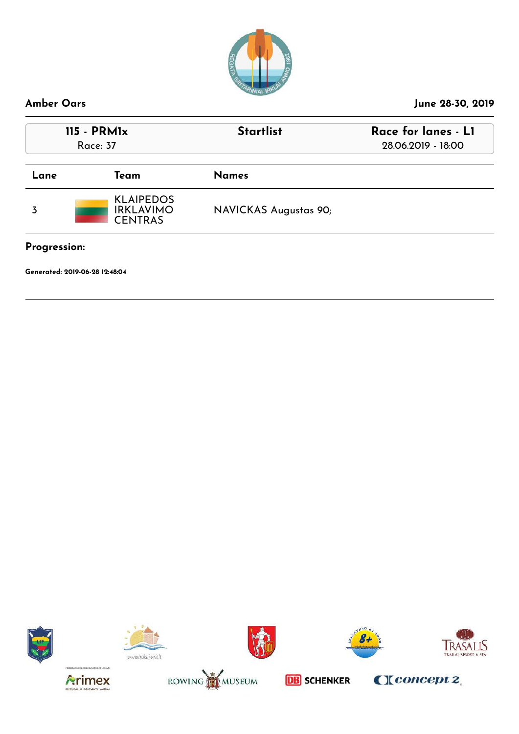**Amber Oars** June 28-30, 2019

| 115 - PRM1x | Startlist | Race for lanes - L1 |
| --- | --- | --- |
| Race: 37 | | 28.06.2019 - 18:00 |

| Lane | Team | Names |
| --- | --- | --- |
| 3 | KLAIPEDOS IRKLAVIMO CENTRAS | NAVICKAS Augustas 90; |

**Progression:**

**Generated: 2019-06-28 12:48:04**